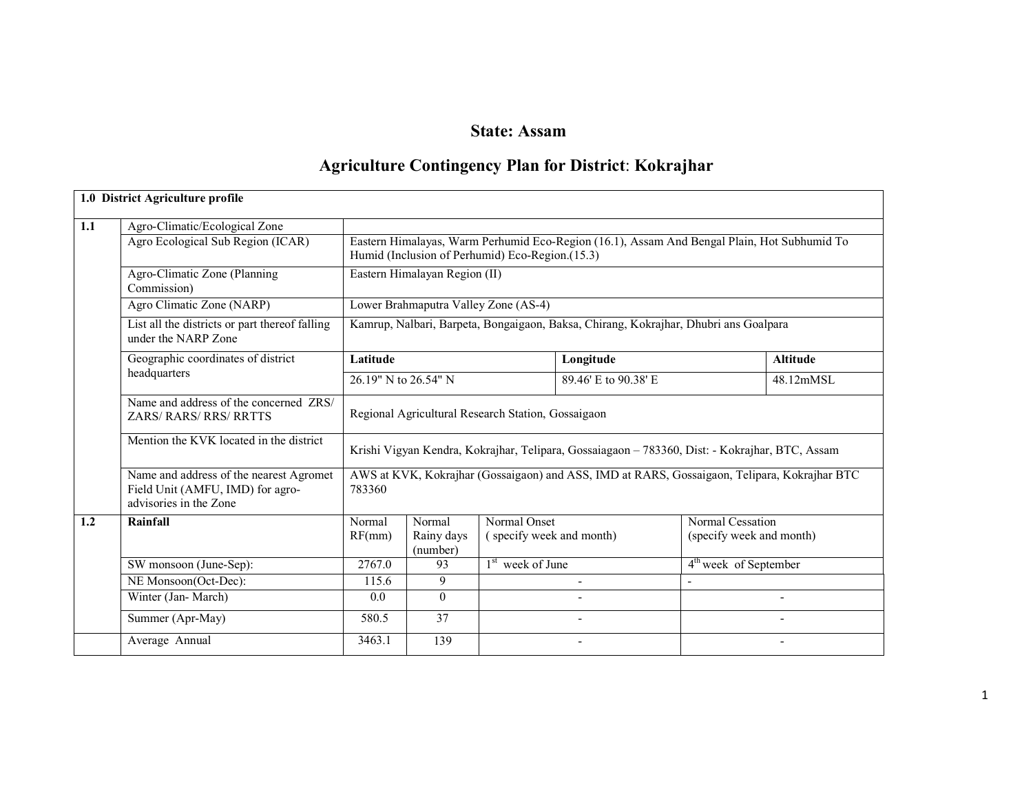# State: Assam

## Agriculture Contingency Plan for District: Kokrajhar

| **1.0 District Agriculture profile** | | | | | | |
|---|---|---|---|---|---|---|
| **1.1** | Agro-Climatic/Ecological Zone | | | | | |
| | Agro Ecological Sub Region (ICAR) | Eastern Himalayas, Warm Perhumid Eco-Region (16.1), Assam And Bengal Plain, Hot Subhumid To Humid (Inclusion of Perhumid) Eco-Region.(15.3) | | | | |
| | Agro-Climatic Zone (Planning Commission) | Eastern Himalayan Region (II) | | | | |
| | Agro Climatic Zone (NARP) | Lower Brahmaputra Valley Zone (AS-4) | | | | |
| | List all the districts or part thereof falling under the NARP Zone | Kamrup, Nalbari, Barpeta, Bongaigaon, Baksa, Chirang, Kokrajhar, Dhubri ans Goalpara | | | | |
| | Geographic coordinates of district headquarters | **Latitude** | | **Longitude** | | **Altitude** |
| | | 26.19" N to 26.54" N | | 89.46' E to 90.38' E | | 48.12mMSL |
| | Name and address of the concerned ZRS/ ZARS/ RARS/ RRS/ RRTTS | Regional Agricultural Research Station, Gossaigaon | | | | |
| | Mention the KVK located in the district | Krishi Vigyan Kendra, Kokrajhar, Telipara, Gossaiagaon – 783360, Dist: - Kokrajhar, BTC, Assam | | | | |
| | Name and address of the nearest Agromet Field Unit (AMFU, IMD) for agro-advisories in the Zone | AWS at KVK, Kokrajhar (Gossaigaon) and ASS, IMD at RARS, Gossaigaon, Telipara, Kokrajhar BTC 783360 | | | | |
| **1.2** | **Rainfall** | Normal RF(mm) | Normal Rainy days (number) | Normal Onset ( specify week and month) | | Normal Cessation (specify week and month) |
| | SW monsoon (June-Sep): | 2767.0 | 93 | 1st week of June | | 4th week of September |
| | NE Monsoon(Oct-Dec): | 115.6 | 9 | - | | - |
| | Winter (Jan- March) | 0.0 | 0 | - | | - |
| | Summer (Apr-May) | 580.5 | 37 | - | | - |
| | Average Annual | 3463.1 | 139 | - | | - |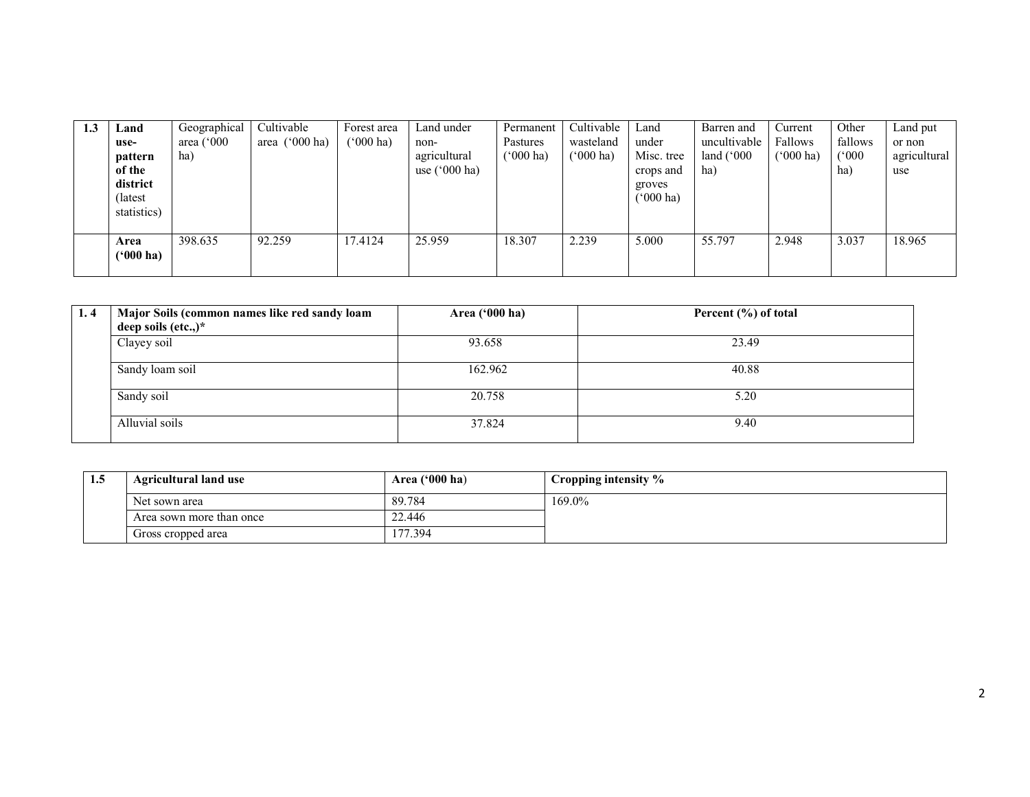| 1.3 | Land use-pattern of the district (latest statistics) | Geographical area ('000 ha) | Cultivable area ('000 ha) | Forest area ('000 ha) | Land under non-agricultural use ('000 ha) | Permanent Pastures ('000 ha) | Cultivable wasteland ('000 ha) | Land under Misc. tree crops and groves ('000 ha) | Barren and uncultivable land ('000 ha) | Current Fallows ('000 ha) | Other fallows ('000 ha) | Land put or non agricultural use |
|---|---|---|---|---|---|---|---|---|---|---|---|---|
| | **Area ('000 ha)** | 398.635 | 92.259 | 17.4124 | 25.959 | 18.307 | 2.239 | 5.000 | 55.797 | 2.948 | 3.037 | 18.965 |

| 1. 4 | Major Soils (common names like red sandy loam deep soils (etc.,)* | Area ('000 ha) | Percent (%) of total |
|---|---|---|---|
| | Clayey soil | 93.658 | 23.49 |
| | Sandy loam soil | 162.962 | 40.88 |
| | Sandy soil | 20.758 | 5.20 |
| | Alluvial soils | 37.824 | 9.40 |

| 1.5 | Agricultural land use | Area ('000 ha) | Cropping intensity % |
|---|---|---|---|
| | Net sown area | 89.784 | 169.0% |
| | Area sown more than once | 22.446 | |
| | Gross cropped area | 177.394 | |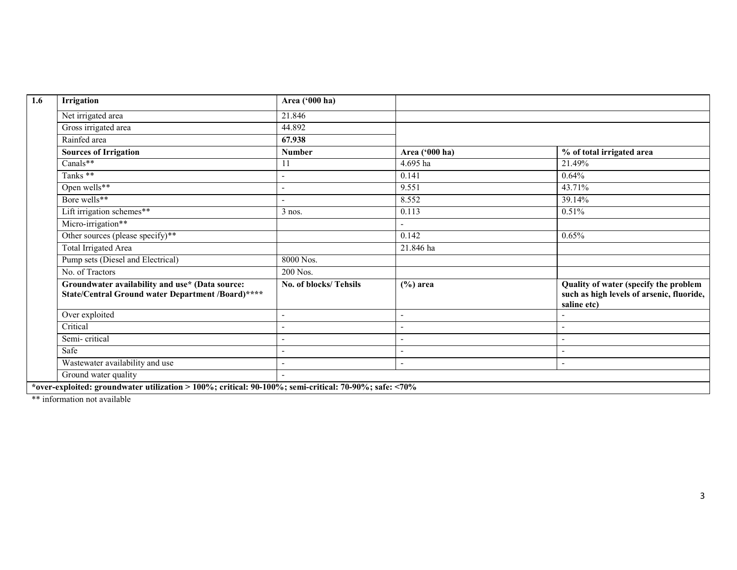| 1.6 | Irrigation | Area ('000 ha) | | |
|---|---|---|---|---|
| | Net irrigated area | 21.846 | | |
| | Gross irrigated area | 44.892 | | |
| | Rainfed area | **67.938** | | |
| | **Sources of Irrigation** | **Number** | **Area ('000 ha)** | **% of total irrigated area** |
| | Canals** | 11 | 4.695 ha | 21.49% |
| | Tanks ** | - | 0.141 | 0.64% |
| | Open wells** | - | 9.551 | 43.71% |
| | Bore wells** | - | 8.552 | 39.14% |
| | Lift irrigation schemes** | 3 nos. | 0.113 | 0.51% |
| | Micro-irrigation** | | - | |
| | Other sources (please specify)** | | 0.142 | 0.65% |
| | Total Irrigated Area | | 21.846 ha | |
| | Pump sets (Diesel and Electrical) | 8000 Nos. | | |
| | No. of Tractors | 200 Nos. | | |
| | **Groundwater availability and use* (Data source: State/Central Ground water Department /Board)**** | **No. of blocks/ Tehsils** | **(%) area** | **Quality of water (specify the problem such as high levels of arsenic, fluoride, saline etc)** |
| | Over exploited | - | - | - |
| | Critical | - | - | - |
| | Semi- critical | - | - | - |
| | Safe | - | - | - |
| | Wastewater availability and use | - | - | - |
| | Ground water quality | - | | |

***over-exploited: groundwater utilization > 100%; critical: 90-100%; semi-critical: 70-90%; safe: <70%**

** information not available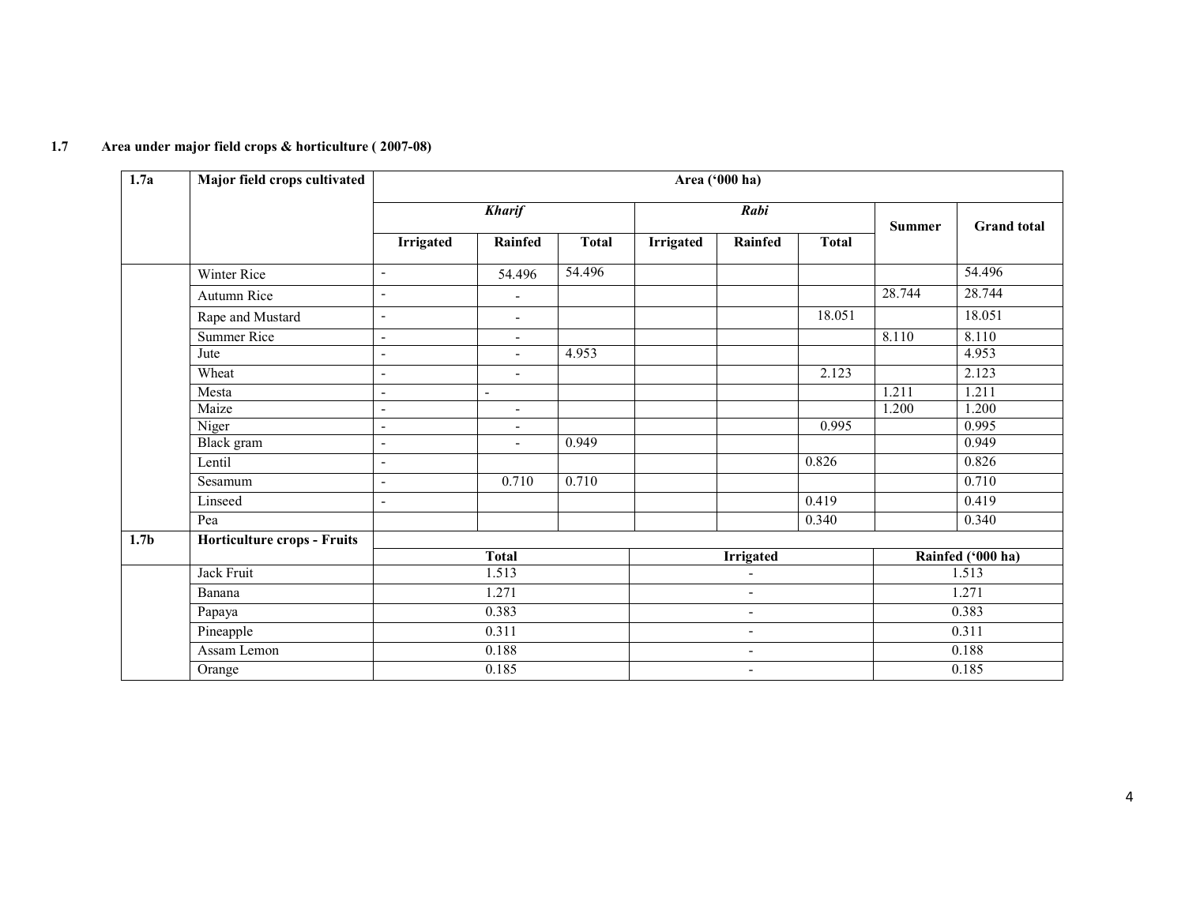**1.7 Area under major field crops & horticulture ( 2007-08)**

| 1.7a | Major field crops cultivated | Area ('000 ha) | | | | | | | |
|---|---|---|---|---|---|---|---|---|---|
| | | *Kharif* | | | *Rabi* | | | Summer | Grand total |
| | | Irrigated | Rainfed | Total | Irrigated | Rainfed | Total | | |
| | Winter Rice | - | 54.496 | 54.496 | | | | | 54.496 |
| | Autumn Rice | - | - | | | | | 28.744 | 28.744 |
| | Rape and Mustard | - | - | | | | 18.051 | | 18.051 |
| | Summer Rice | - | - | | | | | 8.110 | 8.110 |
| | Jute | - | - | 4.953 | | | | | 4.953 |
| | Wheat | - | - | | | | 2.123 | | 2.123 |
| | Mesta | - | - | | | | | 1.211 | 1.211 |
| | Maize | - | - | | | | | 1.200 | 1.200 |
| | Niger | - | - | | | | 0.995 | | 0.995 |
| | Black gram | - | - | 0.949 | | | | | 0.949 |
| | Lentil | - | | | | | 0.826 | | 0.826 |
| | Sesamum | - | 0.710 | 0.710 | | | | | 0.710 |
| | Linseed | - | | | | | 0.419 | | 0.419 |
| | Pea | | | | | | 0.340 | | 0.340 |

| 1.7b | Horticulture crops - Fruits | Total | Irrigated | Rainfed ('000 ha) |
|---|---|---|---|---|
| | Jack Fruit | 1.513 | - | 1.513 |
| | Banana | 1.271 | - | 1.271 |
| | Papaya | 0.383 | - | 0.383 |
| | Pineapple | 0.311 | - | 0.311 |
| | Assam Lemon | 0.188 | - | 0.188 |
| | Orange | 0.185 | - | 0.185 |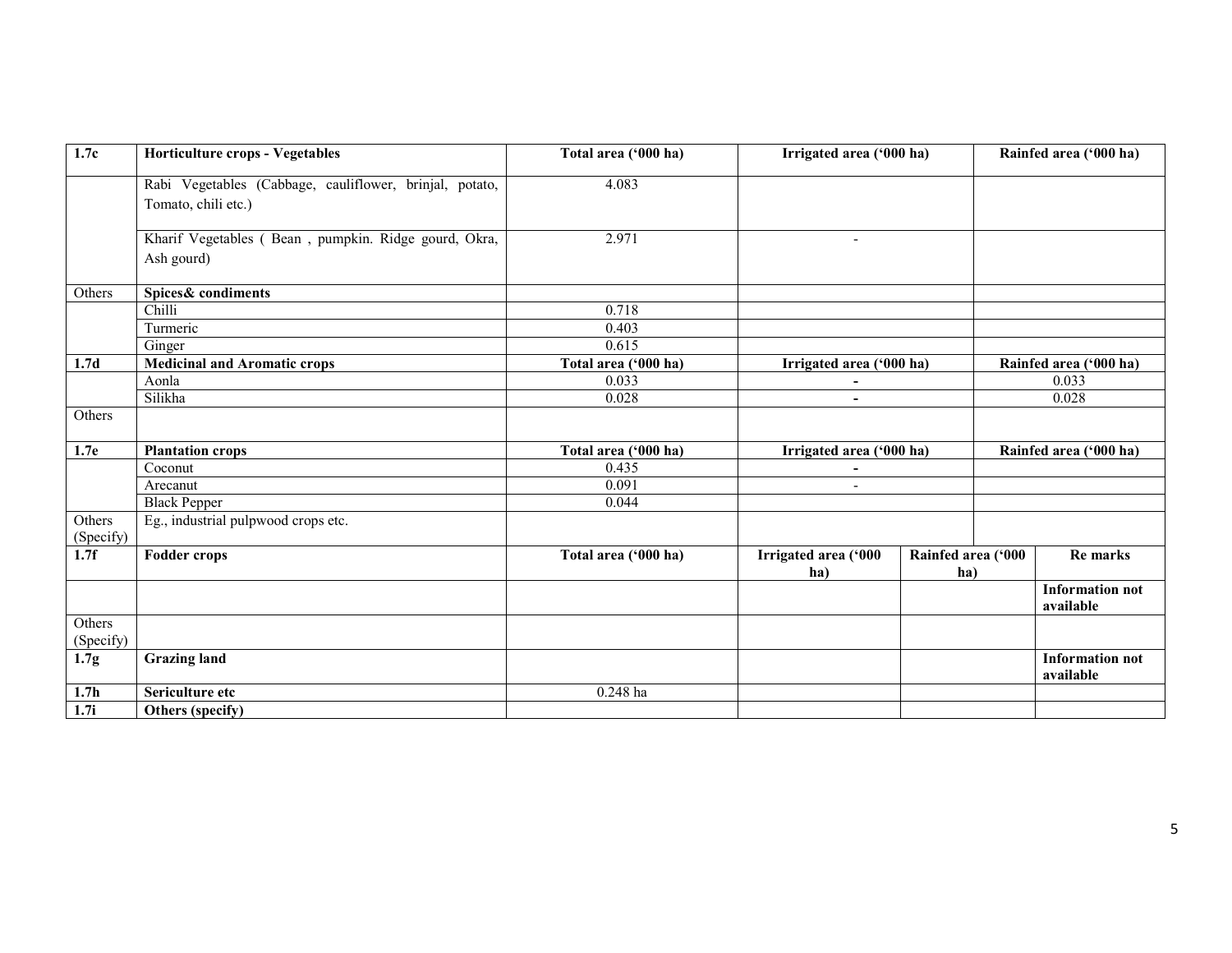| 1.7c | Horticulture crops - Vegetables | Total area ('000 ha) | Irrigated area ('000 ha) | | Rainfed area ('000 ha) |
|---|---|---|---|---|---|
| | Rabi Vegetables (Cabbage, cauliflower, brinjal, potato, Tomato, chili etc.) | 4.083 | | | |
| | Kharif Vegetables ( Bean , pumpkin. Ridge gourd, Okra, Ash gourd) | 2.971 | - | | |
| Others | **Spices& condiments** | | | | |
| | Chilli | 0.718 | | | |
| | Turmeric | 0.403 | | | |
| | Ginger | 0.615 | | | |
| **1.7d** | **Medicinal and Aromatic crops** | **Total area ('000 ha)** | **Irrigated area ('000 ha)** | | **Rainfed area ('000 ha)** |
| | Aonla | 0.033 | - | | 0.033 |
| | Silikha | 0.028 | - | | 0.028 |
| Others | | | | | |
| **1.7e** | **Plantation crops** | **Total area ('000 ha)** | **Irrigated area ('000 ha)** | | **Rainfed area ('000 ha)** |
| | Coconut | 0.435 | - | | |
| | Arecanut | 0.091 | - | | |
| | Black Pepper | 0.044 | | | |
| Others (Specify) | Eg., industrial pulpwood crops etc. | | | | |
| **1.7f** | **Fodder crops** | **Total area ('000 ha)** | **Irrigated area ('000 ha)** | **Rainfed area ('000 ha)** | **Re marks** |
| | | | | | **Information not available** |
| Others (Specify) | | | | | |
| **1.7g** | **Grazing land** | | | | **Information not available** |
| **1.7h** | **Sericulture etc** | 0.248 ha | | | |
| **1.7i** | **Others (specify)** | | | | |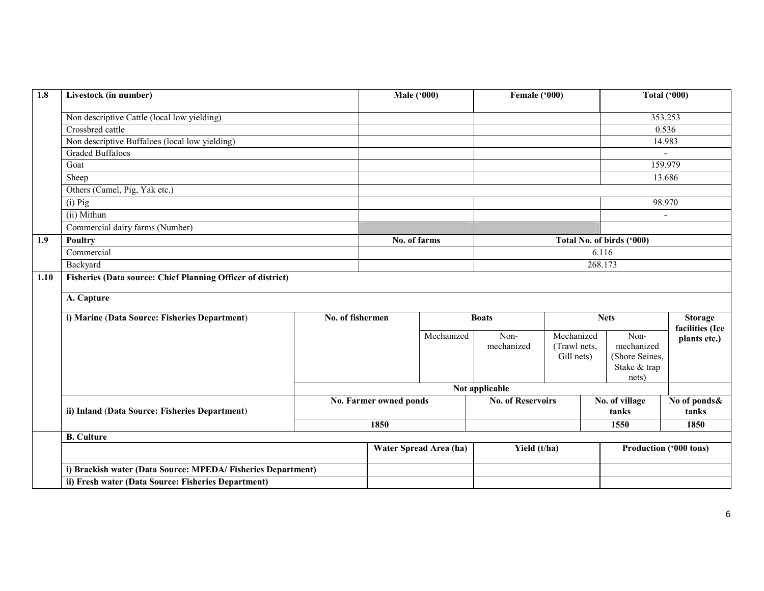| 1.8 | Livestock (in number) | Male ('000) | Female ('000) | Total ('000) |
|---|---|---|---|---|
| | Non descriptive Cattle (local low yielding) | | | 353.253 |
| | Crossbred cattle | | | 0.536 |
| | Non descriptive Buffaloes (local low yielding) | | | 14.983 |
| | Graded Buffaloes | | | - |
| | Goat | | | 159.979 |
| | Sheep | | | 13.686 |
| | Others (Camel, Pig, Yak etc.) | | | |
| | (i) Pig | | | 98.970 |
| | (ii) Mithun | | | - |
| | Commercial dairy farms (Number) | | | |

| 1.9 | Poultry | No. of farms | Total No. of birds ('000) |
|---|---|---|---|
| | Commercial | | 6.116 |
| | Backyard | | 268.173 |

**1.10 Fisheries (Data source: Chief Planning Officer of district)**

**A. Capture**

| i) Marine (Data Source: Fisheries Department) | No. of fishermen | Boats | | Nets | | Storage facilities (Ice plants etc.) |
|---|---|---|---|---|---|---|
| | | Mechanized | Non-mechanized | Mechanized (Trawl nets, Gill nets) | Non-mechanized (Shore Seines, Stake & trap nets) | |
| | Not applicable | | | | | |

| ii) Inland (Data Source: Fisheries Department) | No. Farmer owned ponds | No. of Reservoirs | No. of village tanks | No of ponds& tanks |
|---|---|---|---|---|
| | 1850 | | 1550 | 1850 |

**B. Culture**

| | Water Spread Area (ha) | Yield (t/ha) | Production ('000 tons) |
|---|---|---|---|
| i) Brackish water (Data Source: MPEDA/ Fisheries Department) | | | |
| ii) Fresh water (Data Source: Fisheries Department) | | | |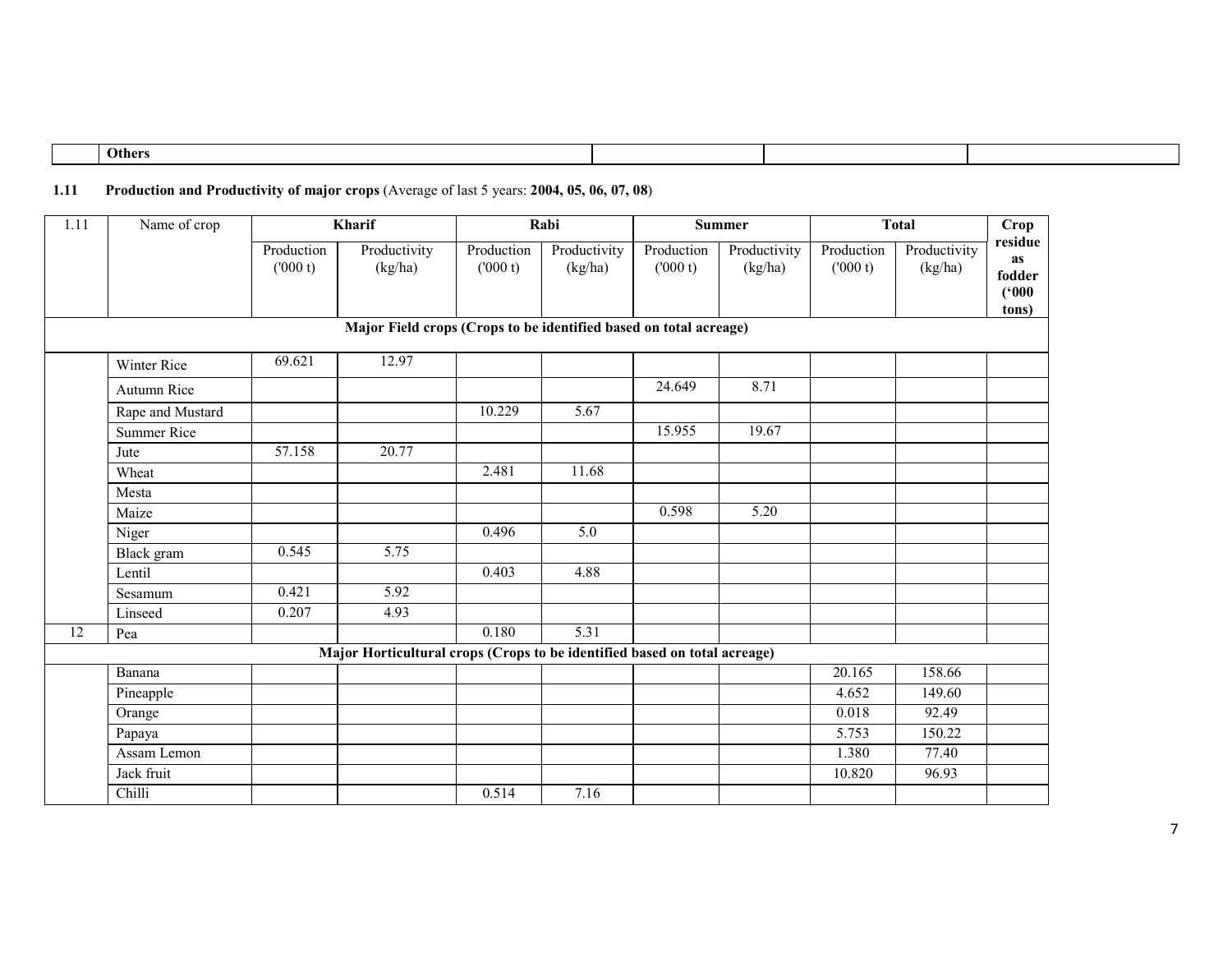| | Others | | | |
|---|---|---|---|---|

**1.11 Production and Productivity of major crops** (Average of last 5 years: **2004, 05, 06, 07, 08**)

| 1.11 | Name of crop | Kharif | | Rabi | | Summer | | Total | | Crop residue as fodder ('000 tons) |
|---|---|---|---|---|---|---|---|---|---|---|
| | | Production ('000 t) | Productivity (kg/ha) | Production ('000 t) | Productivity (kg/ha) | Production ('000 t) | Productivity (kg/ha) | Production ('000 t) | Productivity (kg/ha) | |
| **Major Field crops (Crops to be identified based on total acreage)** | | | | | | | | | | |
| | Winter Rice | 69.621 | 12.97 | | | | | | | |
| | Autumn Rice | | | | | 24.649 | 8.71 | | | |
| | Rape and Mustard | | | 10.229 | 5.67 | | | | | |
| | Summer Rice | | | | | 15.955 | 19.67 | | | |
| | Jute | 57.158 | 20.77 | | | | | | | |
| | Wheat | | | 2.481 | 11.68 | | | | | |
| | Mesta | | | | | | | | | |
| | Maize | | | | | 0.598 | 5.20 | | | |
| | Niger | | | 0.496 | 5.0 | | | | | |
| | Black gram | 0.545 | 5.75 | | | | | | | |
| | Lentil | | | 0.403 | 4.88 | | | | | |
| | Sesamum | 0.421 | 5.92 | | | | | | | |
| | Linseed | 0.207 | 4.93 | | | | | | | |
| 12 | Pea | | | 0.180 | 5.31 | | | | | |
| **Major Horticultural crops (Crops to be identified based on total acreage)** | | | | | | | | | | |
| | Banana | | | | | | | 20.165 | 158.66 | |
| | Pineapple | | | | | | | 4.652 | 149.60 | |
| | Orange | | | | | | | 0.018 | 92.49 | |
| | Papaya | | | | | | | 5.753 | 150.22 | |
| | Assam Lemon | | | | | | | 1.380 | 77.40 | |
| | Jack fruit | | | | | | | 10.820 | 96.93 | |
| | Chilli | | | 0.514 | 7.16 | | | | | |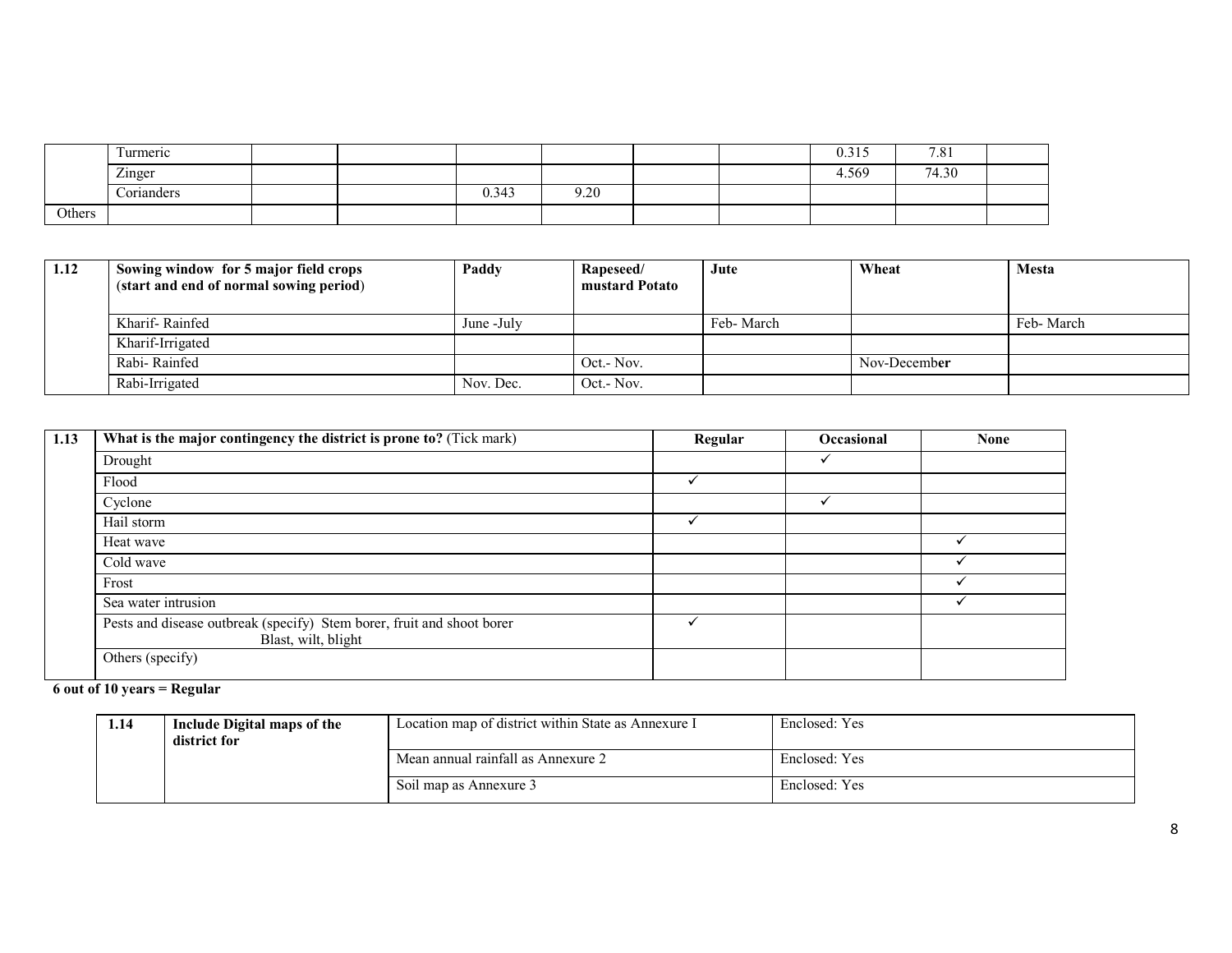|  |  |  |  |  |  |  |  |  |  |  |
|---|---|---|---|---|---|---|---|---|---|---|
|  | Turmeric |  |  |  |  |  |  | 0.315 | 7.81 |  |
|  | Zinger |  |  |  |  |  |  | 4.569 | 74.30 |  |
|  | Corianders |  |  | 0.343 | 9.20 |  |  |  |  |  |
| Others |  |  |  |  |  |  |  |  |  |  |

| 1.12 | Sowing window for 5 major field crops (start and end of normal sowing period) | Paddy | Rapeseed/ mustard Potato | Jute | Wheat | Mesta |
|---|---|---|---|---|---|---|
|  | Kharif- Rainfed | June -July |  | Feb- March |  | Feb- March |
|  | Kharif-Irrigated |  |  |  |  |  |
|  | Rabi- Rainfed |  | Oct.- Nov. |  | Nov-December |  |
|  | Rabi-Irrigated | Nov. Dec. | Oct.- Nov. |  |  |  |

| 1.13 | **What is the major contingency the district is prone to?** (Tick mark) | Regular | Occasional | None |
|---|---|---|---|---|
|  | Drought |  | ✓ |  |
|  | Flood | ✓ |  |  |
|  | Cyclone |  | ✓ |  |
|  | Hail storm | ✓ |  |  |
|  | Heat wave |  |  | ✓ |
|  | Cold wave |  |  | ✓ |
|  | Frost |  |  | ✓ |
|  | Sea water intrusion |  |  | ✓ |
|  | Pests and disease outbreak (specify) Stem borer, fruit and shoot borer Blast, wilt, blight | ✓ |  |  |
|  | Others (specify) |  |  |  |

**6 out of 10 years = Regular**

| 1.14 | Include Digital maps of the district for | Location map of district within State as Annexure I | Enclosed: Yes |
|---|---|---|---|
|  |  | Mean annual rainfall as Annexure 2 | Enclosed: Yes |
|  |  | Soil map as Annexure 3 | Enclosed: Yes |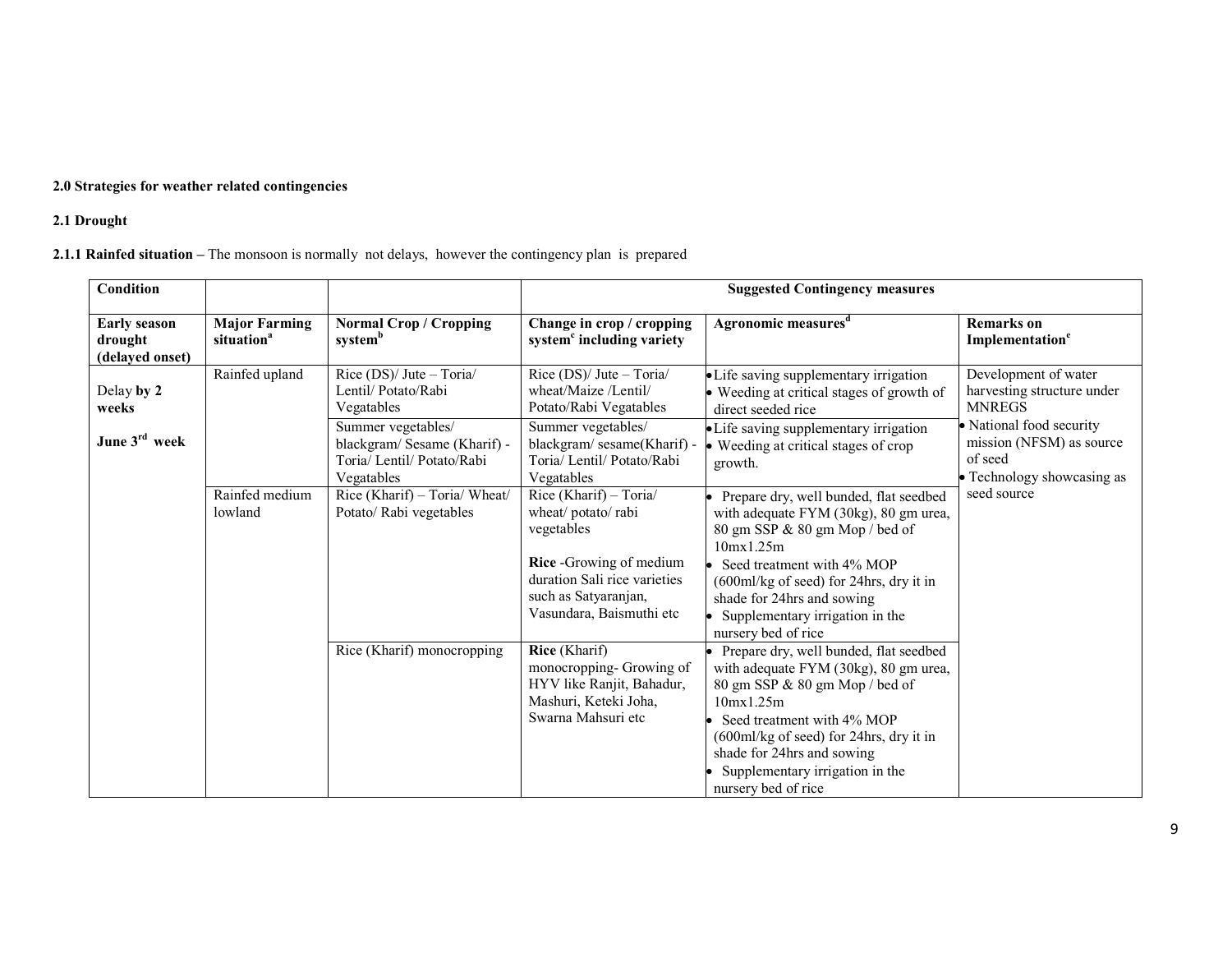**2.0 Strategies for weather related contingencies**

**2.1 Drought**

**2.1.1 Rainfed situation –** The monsoon is normally not delays, however the contingency plan is prepared

| Condition | | | Suggested Contingency measures | | |
|---|---|---|---|---|---|
| **Early season drought (delayed onset)** | **Major Farming situation[a]** | **Normal Crop / Cropping system[b]** | **Change in crop / cropping system[c] including variety** | **Agronomic measures[d]** | **Remarks on Implementation[e]** |
| Delay **by 2 weeks** **June 3[rd] week** | Rainfed upland | Rice (DS)/ Jute – Toria/ Lentil/ Potato/Rabi Vegatables | Rice (DS)/ Jute – Toria/ wheat/Maize /Lentil/ Potato/Rabi Vegatables | • Life saving supplementary irrigation<br>• Weeding at critical stages of growth of direct seeded rice | Development of water harvesting structure under MNREGS<br>• National food security mission (NFSM) as source of seed<br>• Technology showcasing as seed source |
| | | Summer vegetables/ blackgram/ Sesame (Kharif) - Toria/ Lentil/ Potato/Rabi Vegetables | Summer vegetables/ blackgram/ sesame(Kharif) - Toria/ Lentil/ Potato/Rabi Vegetables | • Life saving supplementary irrigation<br>• Weeding at critical stages of crop growth. | |
| | Rainfed medium lowland | Rice (Kharif) – Toria/ Wheat/ Potato/ Rabi vegetables | Rice (Kharif) – Toria/ wheat/ potato/ rabi vegetables<br><br>**Rice** -Growing of medium duration Sali rice varieties such as Satyaranjan, Vasundara, Baismuthi etc | • Prepare dry, well bunded, flat seedbed with adequate FYM (30kg), 80 gm urea, 80 gm SSP & 80 gm Mop / bed of 10mx1.25m<br>• Seed treatment with 4% MOP (600ml/kg of seed) for 24hrs, dry it in shade for 24hrs and sowing<br>• Supplementary irrigation in the nursery bed of rice | |
| | | Rice (Kharif) monocropping | **Rice** (Kharif) monocropping- Growing of HYV like Ranjit, Bahadur, Mashuri, Keteki Joha, Swarna Mahsuri etc | • Prepare dry, well bunded, flat seedbed with adequate FYM (30kg), 80 gm urea, 80 gm SSP & 80 gm Mop / bed of 10mx1.25m<br>• Seed treatment with 4% MOP (600ml/kg of seed) for 24hrs, dry it in shade for 24hrs and sowing<br>• Supplementary irrigation in the nursery bed of rice | |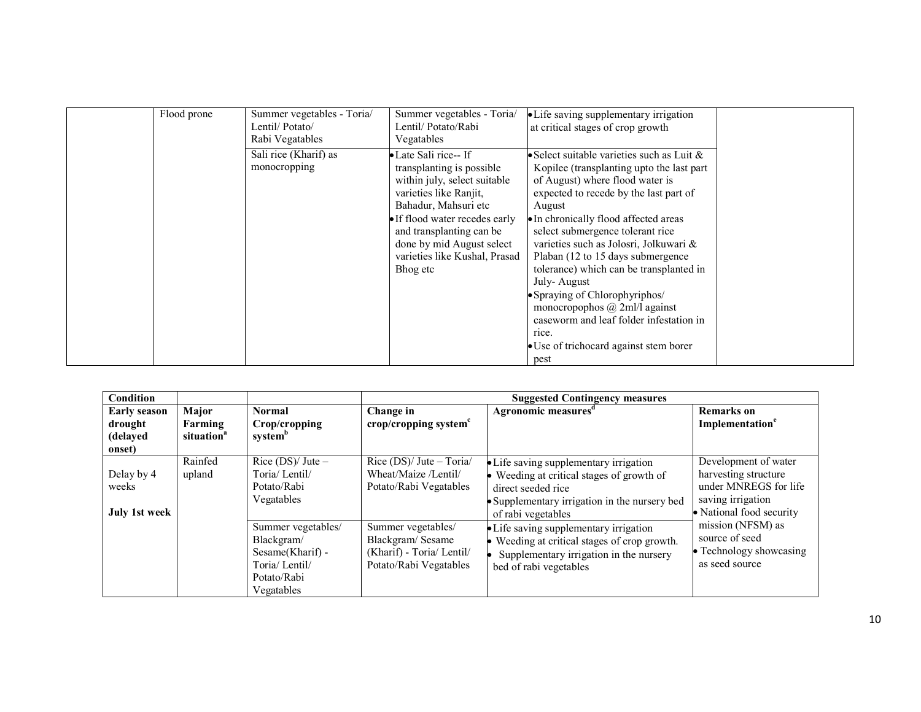|  | Flood prone | Summer vegetables - Toria/ Lentil/ Potato/ Rabi Vegetables | Summer vegetables - Toria/ Lentil/ Potato/Rabi Vegatables | • Life saving supplementary irrigation at critical stages of crop growth |  |
|---|---|---|---|---|---|
|  |  | Sali rice (Kharif) as monocropping | • Late Sali rice-- If transplanting is possible within july, select suitable varieties like Ranjit, Bahadur, Mahsuri etc<br>• If flood water recedes early and transplanting can be done by mid August select varieties like Kushal, Prasad Bhog etc | • Select suitable varieties such as Luit & Kopilee (transplanting upto the last part of August) where flood water is expected to recede by the last part of August<br>• In chronically flood affected areas select submergence tolerant rice varieties such as Jolosri, Jolkuwari & Plaban (12 to 15 days submergence tolerance) which can be transplanted in July- August<br>• Spraying of Chlorophyriphos/ monocropophos @ 2ml/l against caseworm and leaf folder infestation in rice.<br>• Use of trichocard against stem borer pest |  |

| Condition |  |  | Suggested Contingency measures |  |  |
|---|---|---|---|---|---|
| Early season drought (delayed onset) | Major Farming situation[a] | Normal Crop/cropping system[b] | Change in crop/cropping system[c] | Agronomic measures[d] | Remarks on Implementation[e] |
| Delay by 4 weeks<br>**July 1st week** | Rainfed upland | Rice (DS)/ Jute – Toria/ Lentil/ Potato/Rabi Vegetables | Rice (DS)/ Jute – Toria/ Wheat/Maize /Lentil/ Potato/Rabi Vegetables | • Life saving supplementary irrigation<br>• Weeding at critical stages of growth of direct seeded rice<br>• Supplementary irrigation in the nursery bed of rabi vegetables | Development of water harvesting structure under MNREGS for life saving irrigation<br>• National food security mission (NFSM) as source of seed<br>• Technology showcasing as seed source |
|  |  | Summer vegetables/ Blackgram/ Sesame(Kharif) - Toria/ Lentil/ Potato/Rabi Vegetables | Summer vegetables/ Blackgram/ Sesame (Kharif) - Toria/ Lentil/ Potato/Rabi Vegetables | • Life saving supplementary irrigation<br>• Weeding at critical stages of crop growth.<br>• Supplementary irrigation in the nursery bed of rabi vegetables |  |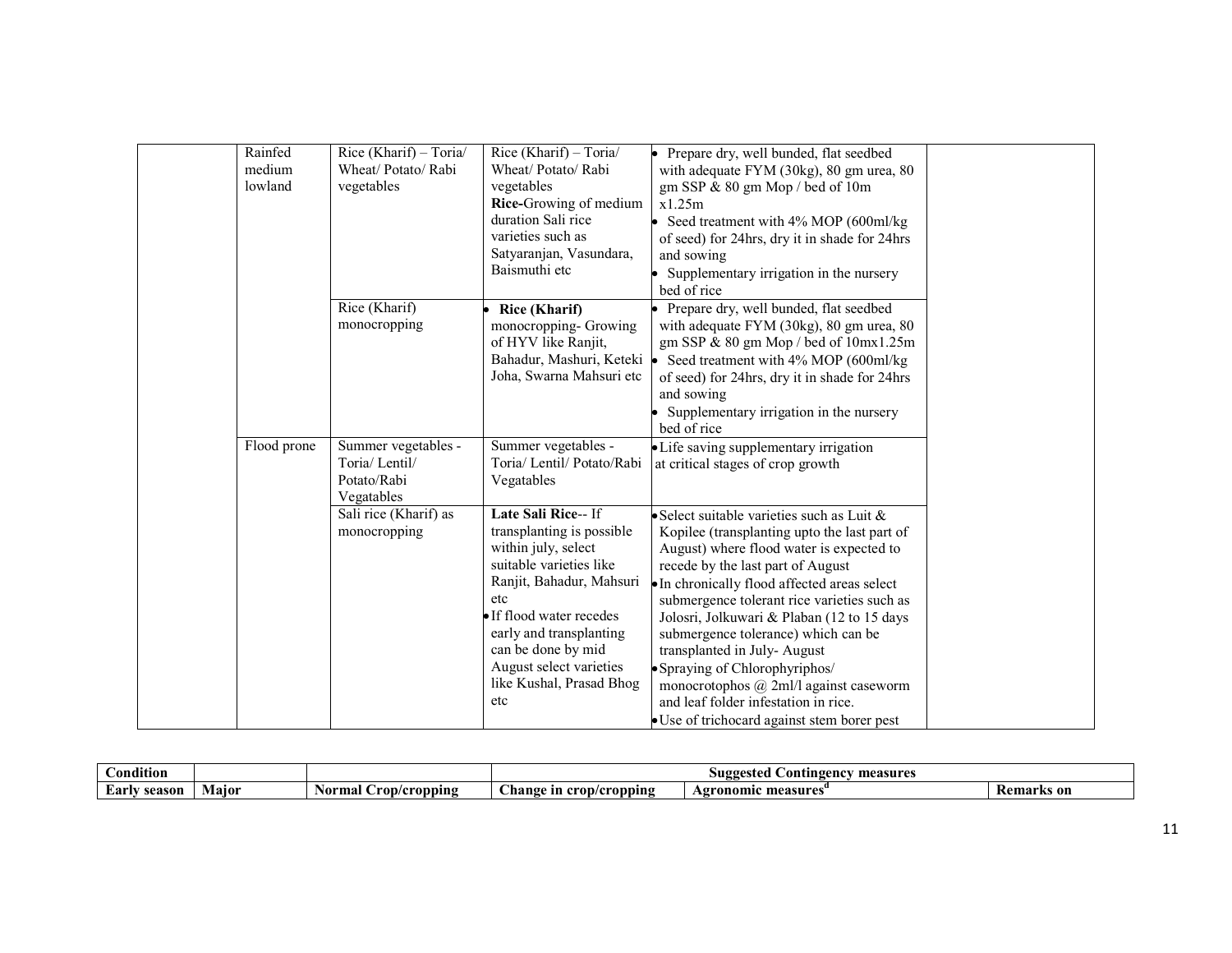| | | | | | |
|---|---|---|---|---|---|
| | Rainfed medium lowland | Rice (Kharif) – Toria/ Wheat/ Potato/ Rabi vegetables | Rice (Kharif) – Toria/ Wheat/ Potato/ Rabi vegetables<br>**Rice-**Growing of medium duration Sali rice varieties such as Satyaranjan, Vasundara, Baismuthi etc | • Prepare dry, well bunded, flat seedbed with adequate FYM (30kg), 80 gm urea, 80 gm SSP & 80 gm Mop / bed of 10m x1.25m<br>• Seed treatment with 4% MOP (600ml/kg of seed) for 24hrs, dry it in shade for 24hrs and sowing<br>• Supplementary irrigation in the nursery bed of rice | |
| | | Rice (Kharif) monocropping | • **Rice (Kharif)** monocropping- Growing of HYV like Ranjit, Bahadur, Mashuri, Keteki Joha, Swarna Mahsuri etc | • Prepare dry, well bunded, flat seedbed with adequate FYM (30kg), 80 gm urea, 80 gm SSP & 80 gm Mop / bed of 10mx1.25m<br>• Seed treatment with 4% MOP (600ml/kg of seed) for 24hrs, dry it in shade for 24hrs and sowing<br>• Supplementary irrigation in the nursery bed of rice | |
| | Flood prone | Summer vegetables - Toria/ Lentil/ Potato/Rabi Vegetables | Summer vegetables - Toria/ Lentil/ Potato/Rabi Vegatables | • Life saving supplementary irrigation at critical stages of crop growth | |
| | | Sali rice (Kharif) as monocropping | **Late Sali Rice**-- If transplanting is possible within july, select suitable varieties like Ranjit, Bahadur, Mahsuri etc<br>• If flood water recedes early and transplanting can be done by mid August select varieties like Kushal, Prasad Bhog etc | • Select suitable varieties such as Luit & Kopilee (transplanting upto the last part of August) where flood water is expected to recede by the last part of August<br>• In chronically flood affected areas select submergence tolerant rice varieties such as Jolosri, Jolkuwari & Plaban (12 to 15 days submergence tolerance) which can be transplanted in July- August<br>• Spraying of Chlorophyriphos/ monocrotophos @ 2ml/l against caseworm and leaf folder infestation in rice.<br>• Use of trichocard against stem borer pest | |

| **Condition** | | | **Suggested Contingency measures** | | |
|---|---|---|---|---|---|
| **Early season** | **Major** | **Normal Crop/cropping** | **Change in crop/cropping** | **Agronomic measures[d]** | **Remarks on** |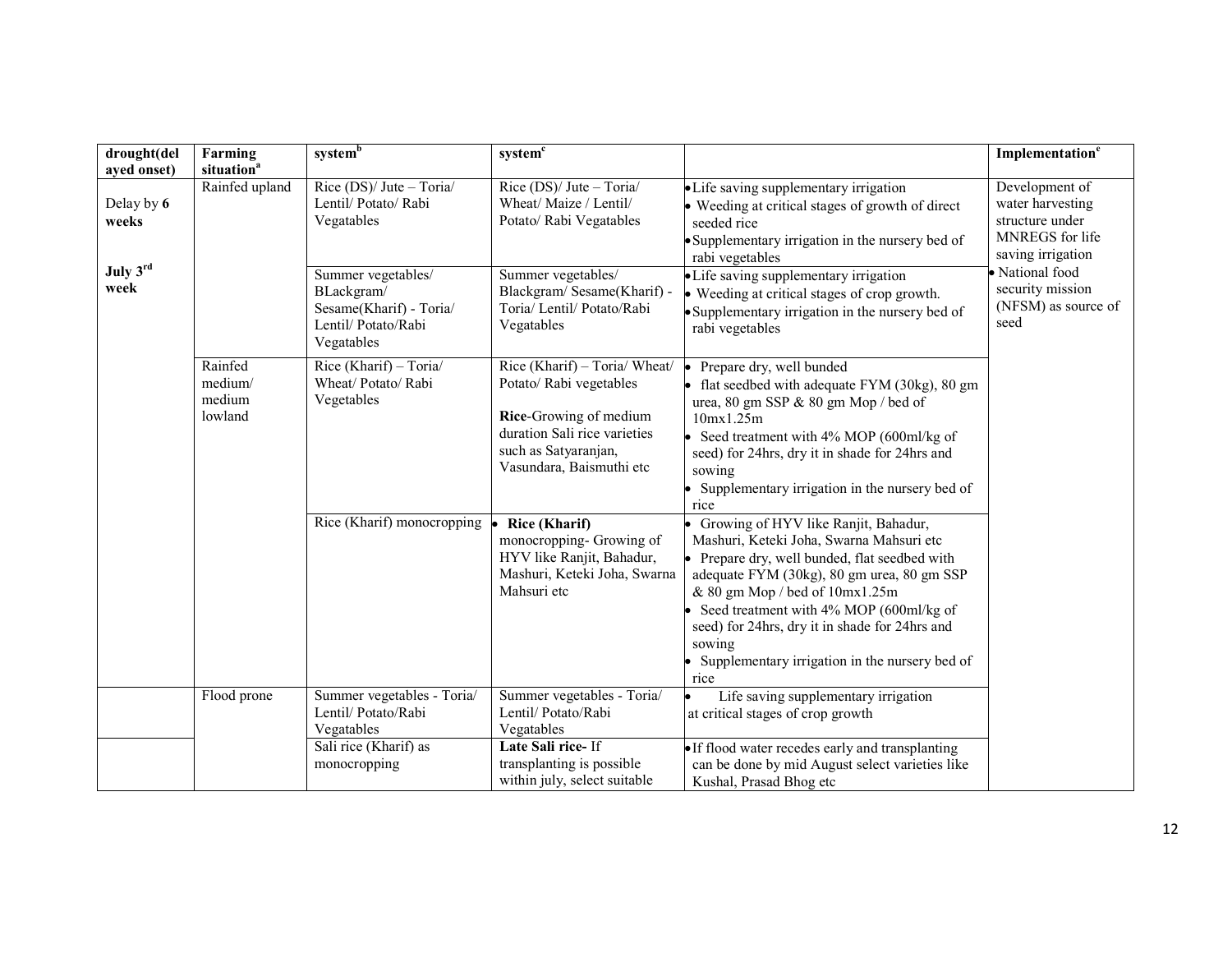| drought(delayed onset) | Farming situation[a] | system[b] | system[c] | | Implementation[e] |
|---|---|---|---|---|---|
| Delay by **6 weeks** **July 3rd week** | Rainfed upland | Rice (DS)/ Jute – Toria/ Lentil/ Potato/ Rabi Vegatables | Rice (DS)/ Jute – Toria/ Wheat/ Maize / Lentil/ Potato/ Rabi Vegatables | • Life saving supplementary irrigation<br>• Weeding at critical stages of growth of direct seeded rice<br>• Supplementary irrigation in the nursery bed of rabi vegetables | Development of water harvesting structure under MNREGS for life saving irrigation<br>• National food security mission (NFSM) as source of seed |
| | | Summer vegetables/ BLackgram/ Sesame(Kharif) - Toria/ Lentil/ Potato/Rabi Vegatables | Summer vegetables/ Blackgram/ Sesame(Kharif) - Toria/ Lentil/ Potato/Rabi Vegetables | • Life saving supplementary irrigation<br>• Weeding at critical stages of crop growth.<br>• Supplementary irrigation in the nursery bed of rabi vegetables | |
| | Rainfed medium/ medium lowland | Rice (Kharif) – Toria/ Wheat/ Potato/ Rabi Vegetables | Rice (Kharif) – Toria/ Wheat/ Potato/ Rabi vegetables<br><br>**Rice**-Growing of medium duration Sali rice varieties such as Satyaranjan, Vasundara, Baismuthi etc | • Prepare dry, well bunded<br>• flat seedbed with adequate FYM (30kg), 80 gm urea, 80 gm SSP & 80 gm Mop / bed of 10mx1.25m<br>• Seed treatment with 4% MOP (600ml/kg of seed) for 24hrs, dry it in shade for 24hrs and sowing<br>• Supplementary irrigation in the nursery bed of rice | |
| | | Rice (Kharif) monocropping | • **Rice (Kharif)** monocropping- Growing of HYV like Ranjit, Bahadur, Mashuri, Keteki Joha, Swarna Mahsuri etc | • Growing of HYV like Ranjit, Bahadur, Mashuri, Keteki Joha, Swarna Mahsuri etc<br>• Prepare dry, well bunded, flat seedbed with adequate FYM (30kg), 80 gm urea, 80 gm SSP & 80 gm Mop / bed of 10mx1.25m<br>• Seed treatment with 4% MOP (600ml/kg of seed) for 24hrs, dry it in shade for 24hrs and sowing<br>• Supplementary irrigation in the nursery bed of rice | |
| | Flood prone | Summer vegetables - Toria/ Lentil/ Potato/Rabi Vegetables | Summer vegetables - Toria/ Lentil/ Potato/Rabi Vegetables | • Life saving supplementary irrigation at critical stages of crop growth | |
| | | Sali rice (Kharif) as monocropping | **Late Sali rice-** If transplanting is possible within july, select suitable | • If flood water recedes early and transplanting can be done by mid August select varieties like Kushal, Prasad Bhog etc | |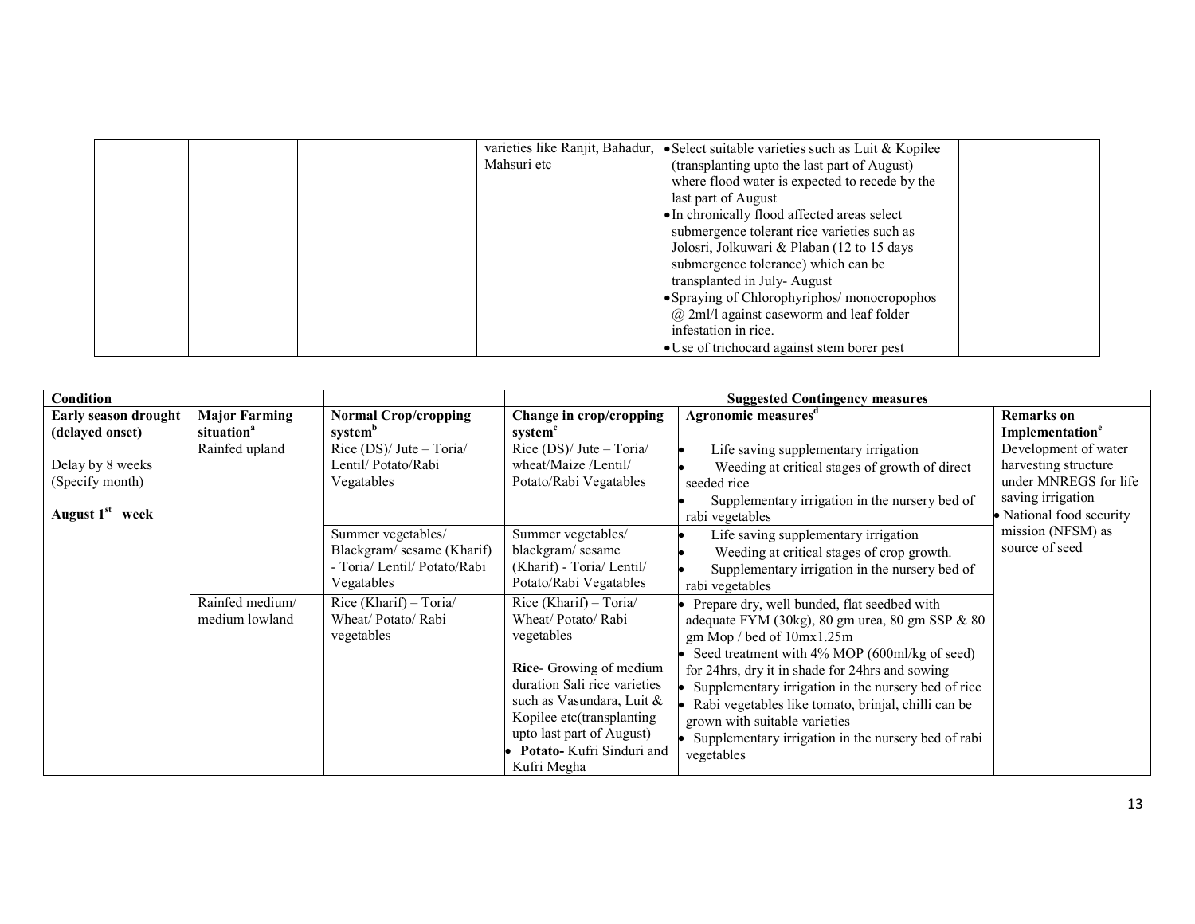| | | | varieties like Ranjit, Bahadur, Mahsuri etc | • Select suitable varieties such as Luit & Kopilee (transplanting upto the last part of August) where flood water is expected to recede by the last part of August<br>• In chronically flood affected areas select submergence tolerant rice varieties such as Jolosri, Jolkuwari & Plaban (12 to 15 days submergence tolerance) which can be transplanted in July- August<br>• Spraying of Chlorophyriphos/ monocropophos @ 2ml/l against caseworm and leaf folder infestation in rice.<br>• Use of trichocard against stem borer pest | |
|---|---|---|---|---|---|

| Condition | | | Suggested Contingency measures | | |
|---|---|---|---|---|---|
| **Early season drought (delayed onset)** | **Major Farming situation[a]** | **Normal Crop/cropping system[b]** | **Change in crop/cropping system[c]** | **Agronomic measures[d]** | **Remarks on Implementation[e]** |
| Delay by 8 weeks (Specify month)<br><br>**August 1[st] week** | Rainfed upland | Rice (DS)/ Jute – Toria/ Lentil/ Potato/Rabi Vegatables | Rice (DS)/ Jute – Toria/ wheat/Maize /Lentil/ Potato/Rabi Vegatables | • Life saving supplementary irrigation<br>• Weeding at critical stages of growth of direct seeded rice<br>• Supplementary irrigation in the nursery bed of rabi vegetables | Development of water harvesting structure under MNREGS for life saving irrigation<br>• National food security mission (NFSM) as source of seed |
| | | Summer vegetables/ Blackgram/ sesame (Kharif) - Toria/ Lentil/ Potato/Rabi Vegetables | Summer vegetables/ blackgram/ sesame (Kharif) - Toria/ Lentil/ Potato/Rabi Vegetables | • Life saving supplementary irrigation<br>• Weeding at critical stages of crop growth.<br>• Supplementary irrigation in the nursery bed of rabi vegetables | |
| | Rainfed medium/ medium lowland | Rice (Kharif) – Toria/ Wheat/ Potato/ Rabi vegetables | Rice (Kharif) – Toria/ Wheat/ Potato/ Rabi vegetables<br><br>**Rice**- Growing of medium duration Sali rice varieties such as Vasundara, Luit & Kopilee etc(transplanting upto last part of August)<br>• **Potato-** Kufri Sinduri and Kufri Megha | • Prepare dry, well bunded, flat seedbed with adequate FYM (30kg), 80 gm urea, 80 gm SSP & 80 gm Mop / bed of 10mx1.25m<br>• Seed treatment with 4% MOP (600ml/kg of seed) for 24hrs, dry it in shade for 24hrs and sowing<br>• Supplementary irrigation in the nursery bed of rice<br>• Rabi vegetables like tomato, brinjal, chilli can be grown with suitable varieties<br>• Supplementary irrigation in the nursery bed of rabi vegetables | |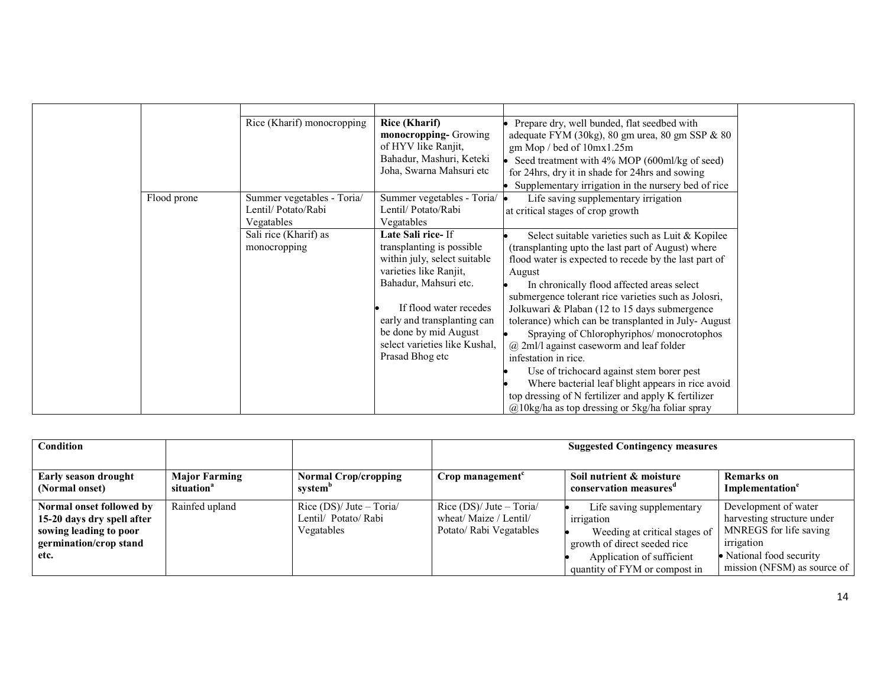| | | | | | |
|---|---|---|---|---|---|
| | | Rice (Kharif) monocropping | **Rice (Kharif) monocropping-** Growing of HYV like Ranjit, Bahadur, Mashuri, Keteki Joha, Swarna Mahsuri etc | • Prepare dry, well bunded, flat seedbed with adequate FYM (30kg), 80 gm urea, 80 gm SSP & 80 gm Mop / bed of 10mx1.25m<br>• Seed treatment with 4% MOP (600ml/kg of seed) for 24hrs, dry it in shade for 24hrs and sowing<br>• Supplementary irrigation in the nursery bed of rice | |
| | Flood prone | Summer vegetables - Toria/ Lentil/ Potato/Rabi Vegatables | Summer vegetables - Toria/ Lentil/ Potato/Rabi Vegatables | • Life saving supplementary irrigation at critical stages of crop growth | |
| | | Sali rice (Kharif) as monocropping | **Late Sali rice-** If transplanting is possible within july, select suitable varieties like Ranjit, Bahadur, Mahsuri etc.<br>• If flood water recedes early and transplanting can be done by mid August select varieties like Kushal, Prasad Bhog etc | • Select suitable varieties such as Luit & Kopilee (transplanting upto the last part of August) where flood water is expected to recede by the last part of August<br>• In chronically flood affected areas select submergence tolerant rice varieties such as Jolosri, Jolkuwari & Plaban (12 to 15 days submergence tolerance) which can be transplanted in July- August<br>• Spraying of Chlorophyriphos/ monocrotophos @ 2ml/l against caseworm and leaf folder infestation in rice.<br>• Use of trichocard against stem borer pest<br>• Where bacterial leaf blight appears in rice avoid top dressing of N fertilizer and apply K fertilizer @10kg/ha as top dressing or 5kg/ha foliar spray | |

| **Condition** | | | **Suggested Contingency measures** | | |
|---|---|---|---|---|---|
| **Early season drought (Normal onset)** | **Major Farming situation[a]** | **Normal Crop/cropping system[b]** | **Crop management[c]** | **Soil nutrient & moisture conservation measures[d]** | **Remarks on Implementation[e]** |
| **Normal onset followed by 15-20 days dry spell after sowing leading to poor germination/crop stand etc.** | Rainfed upland | Rice (DS)/ Jute – Toria/ Lentil/ Potato/ Rabi Vegatables | Rice (DS)/ Jute – Toria/ wheat/ Maize / Lentil/ Potato/ Rabi Vegatables | • Life saving supplementary irrigation<br>• Weeding at critical stages of growth of direct seeded rice<br>• Application of sufficient quantity of FYM or compost in | Development of water harvesting structure under MNREGS for life saving irrigation<br>• National food security mission (NFSM) as source of |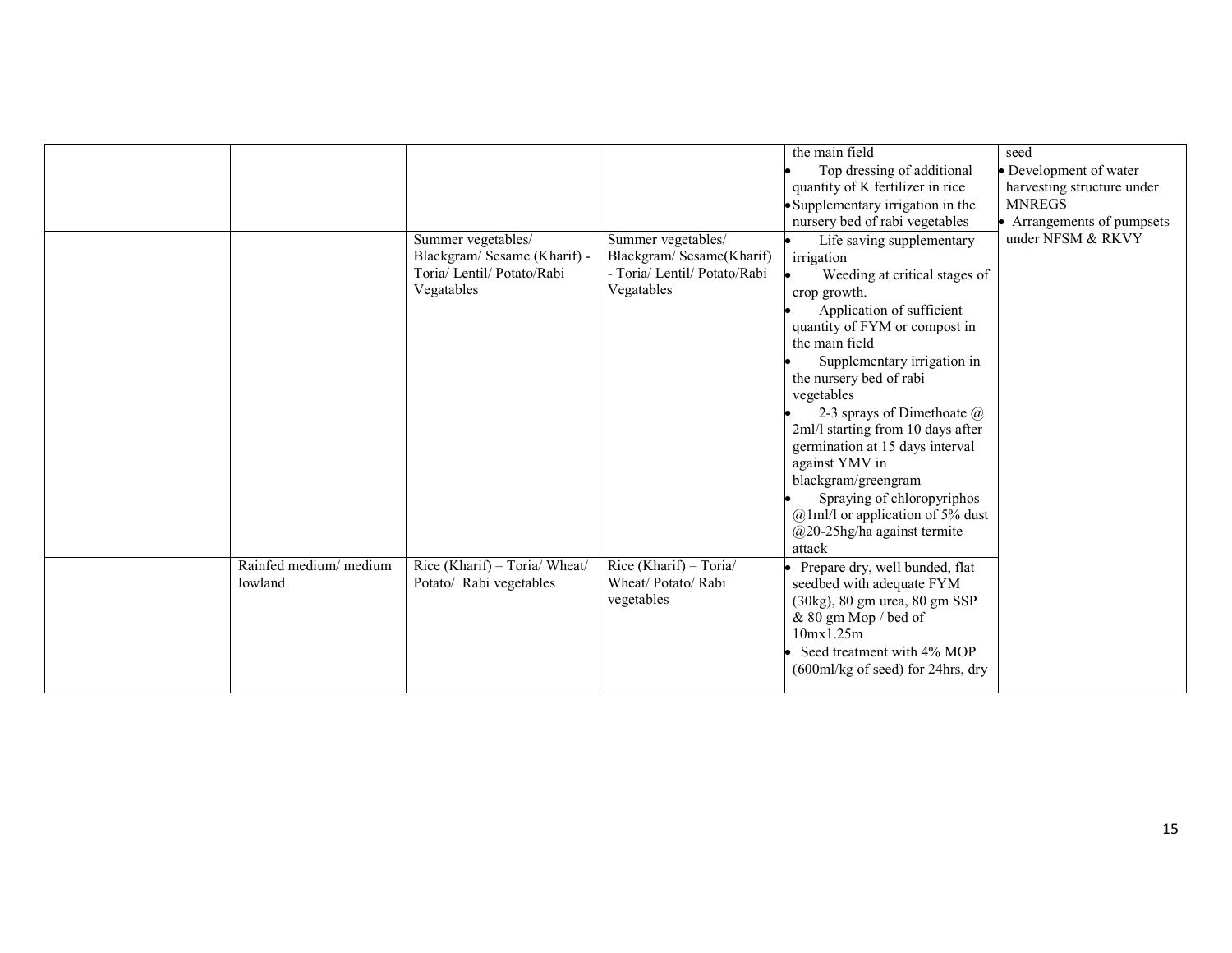|  |  |  |  |  |  |
|---|---|---|---|---|---|
|  |  |  |  | the main field<br>• Top dressing of additional quantity of K fertilizer in rice<br>• Supplementary irrigation in the nursery bed of rabi vegetables | seed<br>• Development of water harvesting structure under MNREGS<br>• Arrangements of pumpsets under NFSM & RKVY |
|  |  | Summer vegetables/ Blackgram/ Sesame (Kharif) - Toria/ Lentil/ Potato/Rabi Vegatables | Summer vegetables/ Blackgram/ Sesame(Kharif) - Toria/ Lentil/ Potato/Rabi Vegatables | • Life saving supplementary irrigation<br>• Weeding at critical stages of crop growth.<br>• Application of sufficient quantity of FYM or compost in the main field<br>• Supplementary irrigation in the nursery bed of rabi vegetables<br>• 2-3 sprays of Dimethoate @ 2ml/l starting from 10 days after germination at 15 days interval against YMV in blackgram/greengram<br>• Spraying of chloropyriphos @1ml/l or application of 5% dust @20-25hg/ha against termite attack |  |
|  | Rainfed medium/ medium lowland | Rice (Kharif) – Toria/ Wheat/ Potato/ Rabi vegetables | Rice (Kharif) – Toria/ Wheat/ Potato/ Rabi vegetables | • Prepare dry, well bunded, flat seedbed with adequate FYM (30kg), 80 gm urea, 80 gm SSP & 80 gm Mop / bed of 10mx1.25m<br>• Seed treatment with 4% MOP (600ml/kg of seed) for 24hrs, dry |  |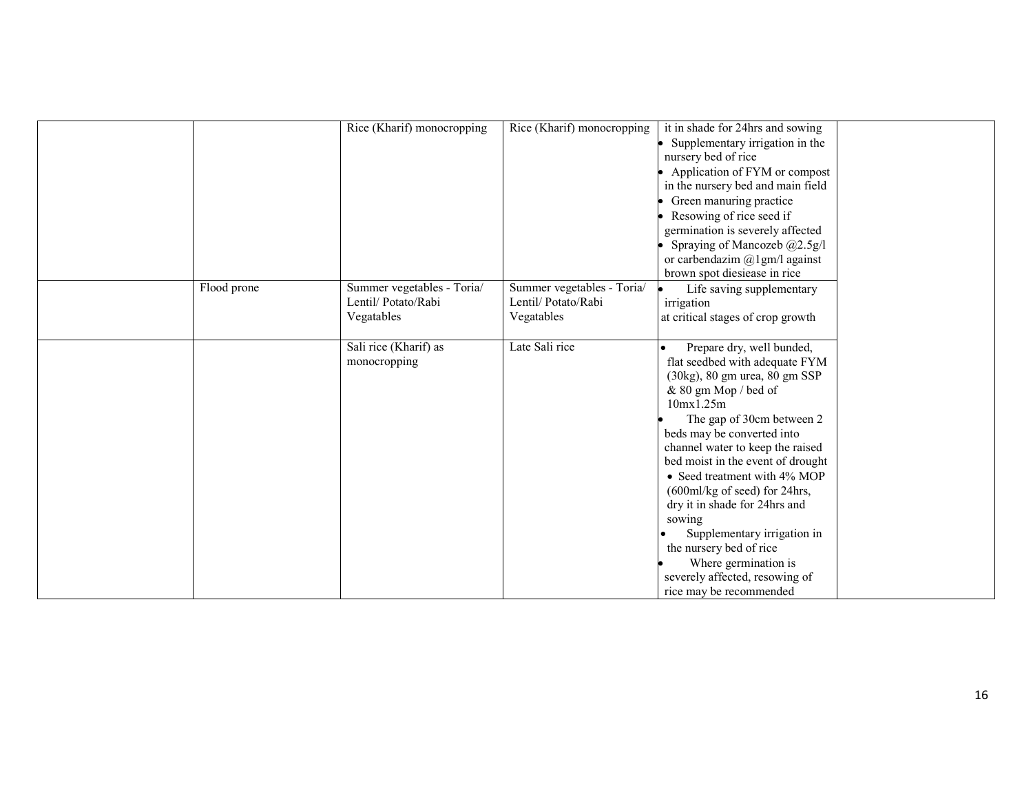| | | | | | |
|---|---|---|---|---|---|
| | | Rice (Kharif) monocropping | Rice (Kharif) monocropping | it in shade for 24hrs and sowing<br>• Supplementary irrigation in the nursery bed of rice<br>• Application of FYM or compost in the nursery bed and main field<br>• Green manuring practice<br>• Resowing of rice seed if germination is severely affected<br>• Spraying of Mancozeb @2.5g/l or carbendazim @1gm/l against brown spot diesiease in rice | |
| | Flood prone | Summer vegetables - Toria/ Lentil/ Potato/Rabi Vegatables | Summer vegetables - Toria/ Lentil/ Potato/Rabi Vegatables | • Life saving supplementary irrigation at critical stages of crop growth | |
| | | Sali rice (Kharif) as monocropping | Late Sali rice | • Prepare dry, well bunded, flat seedbed with adequate FYM (30kg), 80 gm urea, 80 gm SSP & 80 gm Mop / bed of 10mx1.25m<br>• The gap of 30cm between 2 beds may be converted into channel water to keep the raised bed moist in the event of drought<br>• Seed treatment with 4% MOP (600ml/kg of seed) for 24hrs, dry it in shade for 24hrs and sowing<br>• Supplementary irrigation in the nursery bed of rice<br>• Where germination is severely affected, resowing of rice may be recommended | |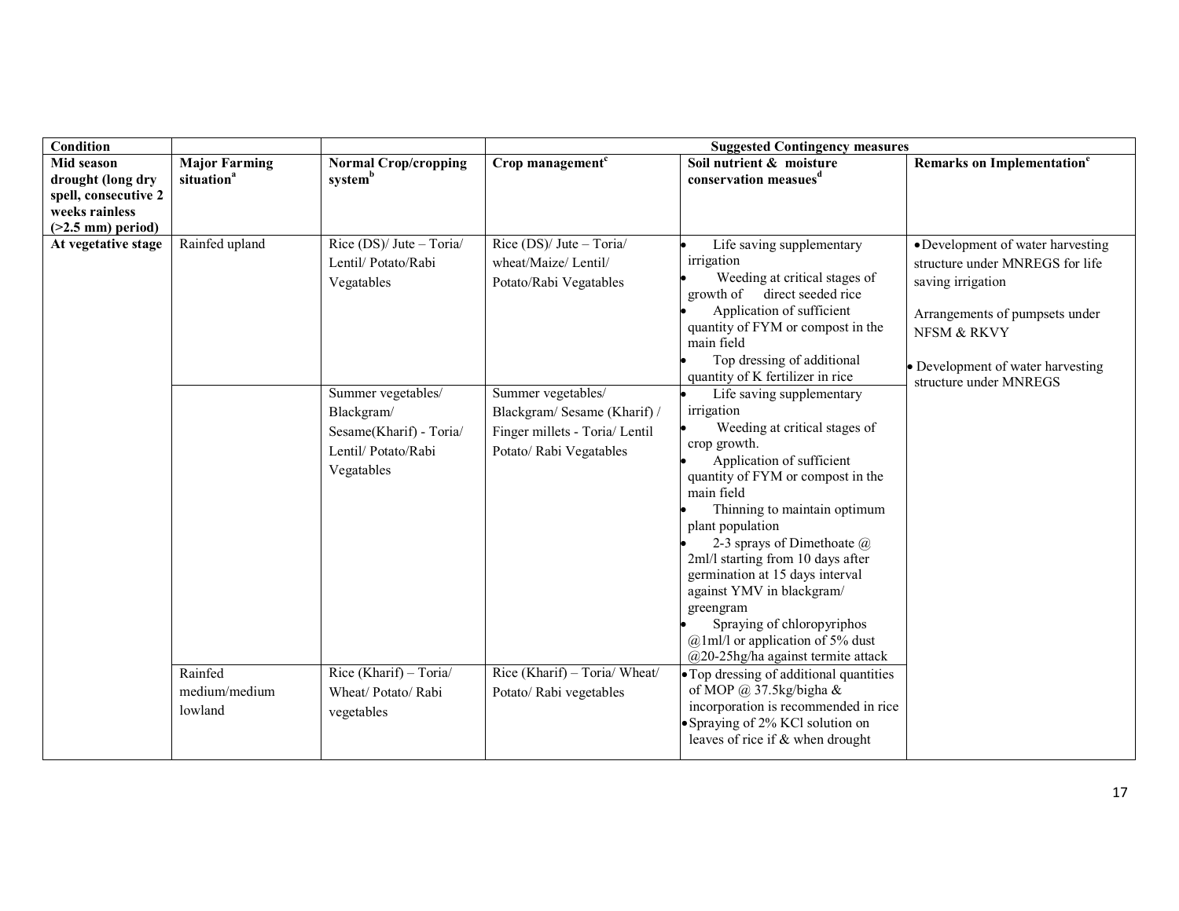| Condition | | | Suggested Contingency measures | | |
|---|---|---|---|---|---|
| Mid season drought (long dry spell, consecutive 2 weeks rainless (>2.5 mm) period) | Major Farming situation[a] | Normal Crop/cropping system[b] | Crop management[c] | Soil nutrient & moisture conservation measues[d] | Remarks on Implementation[e] |
| At vegetative stage | Rainfed upland | Rice (DS)/ Jute – Toria/ Lentil/ Potato/Rabi Vegatables | Rice (DS)/ Jute – Toria/ wheat/Maize/ Lentil/ Potato/Rabi Vegatables | • Life saving supplementary irrigation<br>• Weeding at critical stages of growth of direct seeded rice<br>• Application of sufficient quantity of FYM or compost in the main field<br>• Top dressing of additional quantity of K fertilizer in rice | • Development of water harvesting structure under MNREGS for life saving irrigation<br><br>Arrangements of pumpsets under NFSM & RKVY<br><br>• Development of water harvesting structure under MNREGS |
| | | Summer vegetables/ Blackgram/ Sesame(Kharif) - Toria/ Lentil/ Potato/Rabi Vegatables | Summer vegetables/ Blackgram/ Sesame (Kharif) / Finger millets - Toria/ Lentil Potato/ Rabi Vegatables | • Life saving supplementary irrigation<br>• Weeding at critical stages of crop growth.<br>• Application of sufficient quantity of FYM or compost in the main field<br>• Thinning to maintain optimum plant population<br>• 2-3 sprays of Dimethoate @ 2ml/l starting from 10 days after germination at 15 days interval against YMV in blackgram/ greengram<br>• Spraying of chloropyriphos @1ml/l or application of 5% dust @20-25hg/ha against termite attack | |
| | Rainfed medium/medium lowland | Rice (Kharif) – Toria/ Wheat/ Potato/ Rabi vegetables | Rice (Kharif) – Toria/ Wheat/ Potato/ Rabi vegetables | • Top dressing of additional quantities of MOP @ 37.5kg/bigha & incorporation is recommended in rice<br>• Spraying of 2% KCl solution on leaves of rice if & when drought | |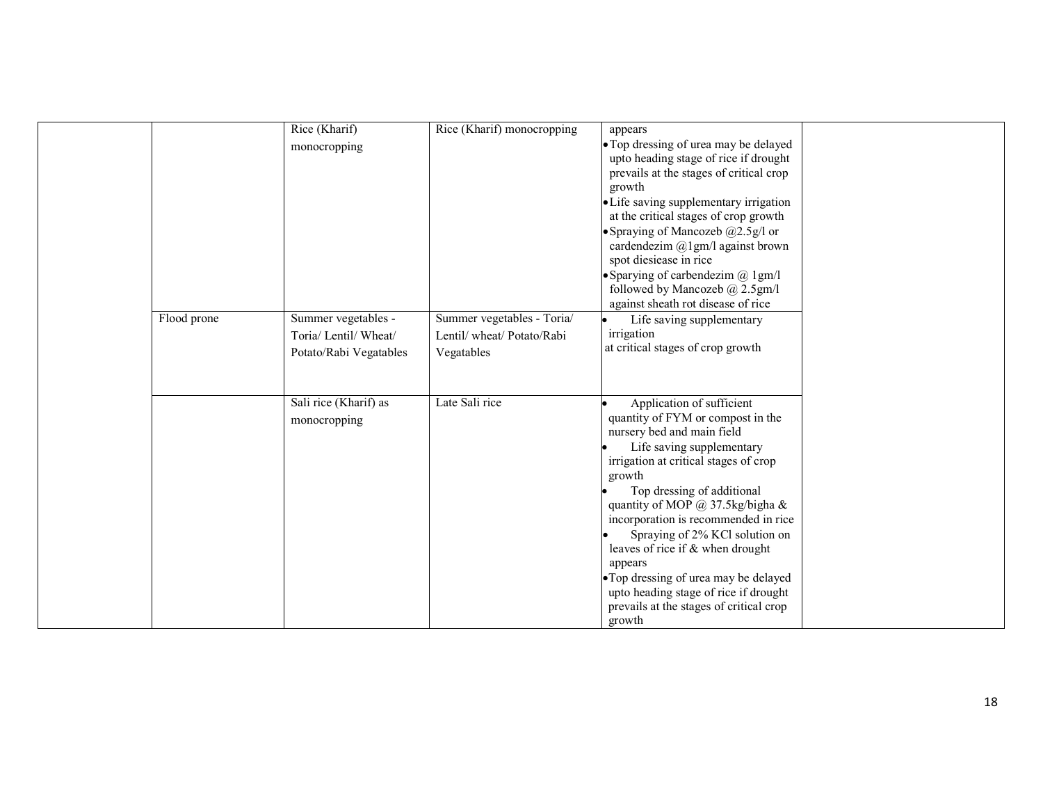| | | | | | |
|---|---|---|---|---|---|
| | | Rice (Kharif) monocropping | Rice (Kharif) monocropping | appears<br>• Top dressing of urea may be delayed upto heading stage of rice if drought prevails at the stages of critical crop growth<br>• Life saving supplementary irrigation at the critical stages of crop growth<br>• Spraying of Mancozeb @2.5g/l or cardendezim @1gm/l against brown spot diesiease in rice<br>• Sparying of carbendezim @ 1gm/l followed by Mancozeb @ 2.5gm/l against sheath rot disease of rice | |
| | Flood prone | Summer vegetables - Toria/ Lentil/ Wheat/ Potato/Rabi Vegatables | Summer vegetables - Toria/ Lentil/ wheat/ Potato/Rabi Vegatables | • Life saving supplementary irrigation at critical stages of crop growth | |
| | | Sali rice (Kharif) as monocropping | Late Sali rice | • Application of sufficient quantity of FYM or compost in the nursery bed and main field<br>• Life saving supplementary irrigation at critical stages of crop growth<br>• Top dressing of additional quantity of MOP @ 37.5kg/bigha & incorporation is recommended in rice<br>• Spraying of 2% KCl solution on leaves of rice if & when drought appears<br>• Top dressing of urea may be delayed upto heading stage of rice if drought prevails at the stages of critical crop growth | |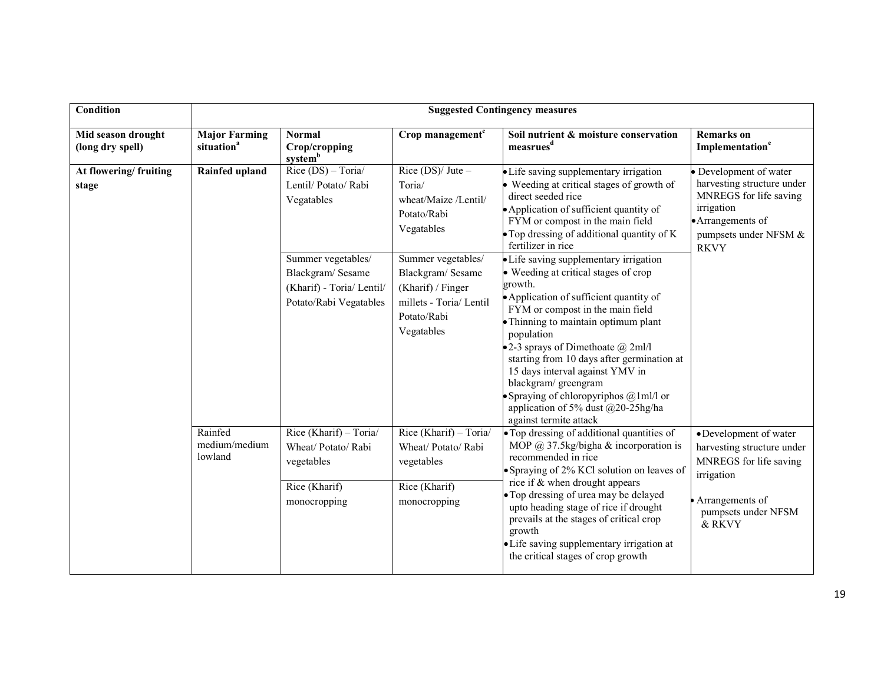| Condition | Suggested Contingency measures | | | | |
|---|---|---|---|---|---|
| **Mid season drought (long dry spell)** | **Major Farming situation[a]** | **Normal Crop/cropping system[b]** | **Crop management[c]** | **Soil nutrient & moisture conservation measrues[d]** | **Remarks on Implementation[e]** |
| **At flowering/ fruiting stage** | **Rainfed upland** | Rice (DS) – Toria/ Lentil/ Potato/ Rabi Vegatables | Rice (DS)/ Jute – Toria/ wheat/Maize /Lentil/ Potato/Rabi Vegatables | • Life saving supplementary irrigation<br>• Weeding at critical stages of growth of direct seeded rice<br>• Application of sufficient quantity of FYM or compost in the main field<br>• Top dressing of additional quantity of K fertilizer in rice | • Development of water harvesting structure under MNREGS for life saving irrigation<br>• Arrangements of pumpsets under NFSM & RKVY |
| | | Summer vegetables/ Blackgram/ Sesame (Kharif) - Toria/ Lentil/ Potato/Rabi Vegetables | Summer vegetables/ Blackgram/ Sesame (Kharif) / Finger millets - Toria/ Lentil Potato/Rabi Vegatables | • Life saving supplementary irrigation<br>• Weeding at critical stages of crop growth.<br>• Application of sufficient quantity of FYM or compost in the main field<br>• Thinning to maintain optimum plant population<br>• 2-3 sprays of Dimethoate @ 2ml/l starting from 10 days after germination at 15 days interval against YMV in blackgram/ greengram<br>• Spraying of chloropyriphos @1ml/l or application of 5% dust @20-25hg/ha against termite attack | |
| | Rainfed medium/medium lowland | Rice (Kharif) – Toria/ Wheat/ Potato/ Rabi vegetables | Rice (Kharif) – Toria/ Wheat/ Potato/ Rabi vegetables | • Top dressing of additional quantities of MOP @ 37.5kg/bigha & incorporation is recommended in rice<br>• Spraying of 2% KCl solution on leaves of rice if & when drought appears<br>• Top dressing of urea may be delayed upto heading stage of rice if drought prevails at the stages of critical crop growth<br>• Life saving supplementary irrigation at the critical stages of crop growth | • Development of water harvesting structure under MNREGS for life saving irrigation<br>• Arrangements of pumpsets under NFSM & RKVY |
| | | Rice (Kharif) monocropping | Rice (Kharif) monocropping | | |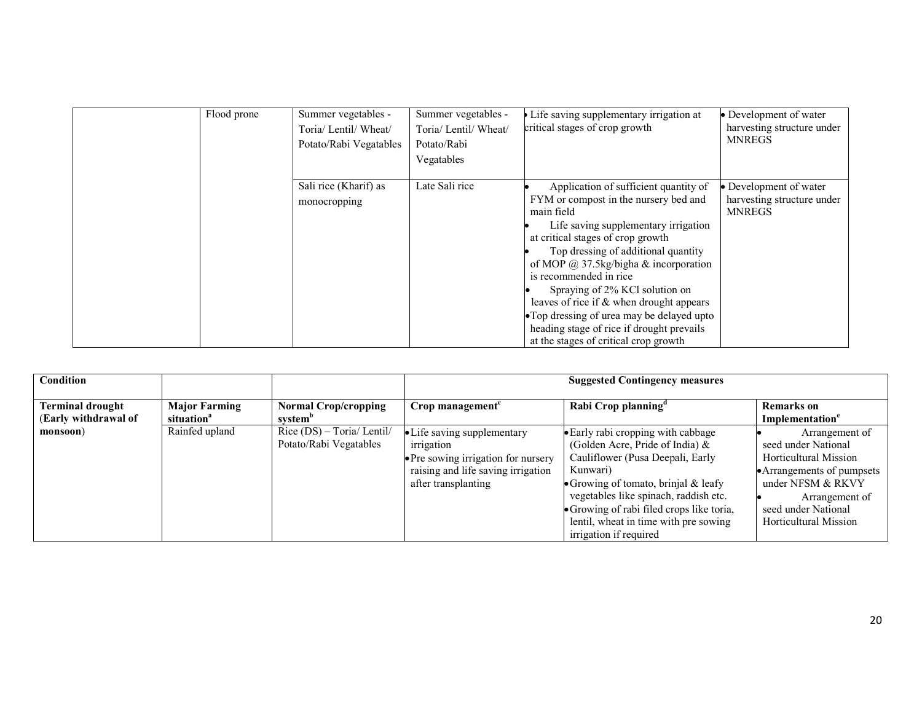| | | | | | |
|---|---|---|---|---|---|
| | Flood prone | Summer vegetables - Toria/ Lentil/ Wheat/ Potato/Rabi Vegatables | Summer vegetables - Toria/ Lentil/ Wheat/ Potato/Rabi Vegatables | • Life saving supplementary irrigation at critical stages of crop growth | • Development of water harvesting structure under MNREGS |
| | | Sali rice (Kharif) as monocropping | Late Sali rice | • Application of sufficient quantity of FYM or compost in the nursery bed and main field<br>• Life saving supplementary irrigation at critical stages of crop growth<br>• Top dressing of additional quantity of MOP @ 37.5kg/bigha & incorporation is recommended in rice<br>• Spraying of 2% KCl solution on leaves of rice if & when drought appears<br>• Top dressing of urea may be delayed upto heading stage of rice if drought prevails at the stages of critical crop growth | • Development of water harvesting structure under MNREGS |

| Condition | | | Suggested Contingency measures | | |
|---|---|---|---|---|---|
| **Terminal drought (Early withdrawal of monsoon)** | **Major Farming situation[a]** | **Normal Crop/cropping system[b]** | **Crop management[c]** | **Rabi Crop planning[d]** | **Remarks on Implementation[e]** |
| | Rainfed upland | Rice (DS) – Toria/ Lentil/ Potato/Rabi Vegatables | • Life saving supplementary irrigation<br>• Pre sowing irrigation for nursery raising and life saving irrigation after transplanting | • Early rabi cropping with cabbage (Golden Acre, Pride of India) & Cauliflower (Pusa Deepali, Early Kunwari)<br>• Growing of tomato, brinjal & leafy vegetables like spinach, raddish etc.<br>• Growing of rabi filed crops like toria, lentil, wheat in time with pre sowing irrigation if required | • Arrangement of seed under National Horticultural Mission<br>• Arrangements of pumpsets under NFSM & RKVY<br>• Arrangement of seed under National Horticultural Mission |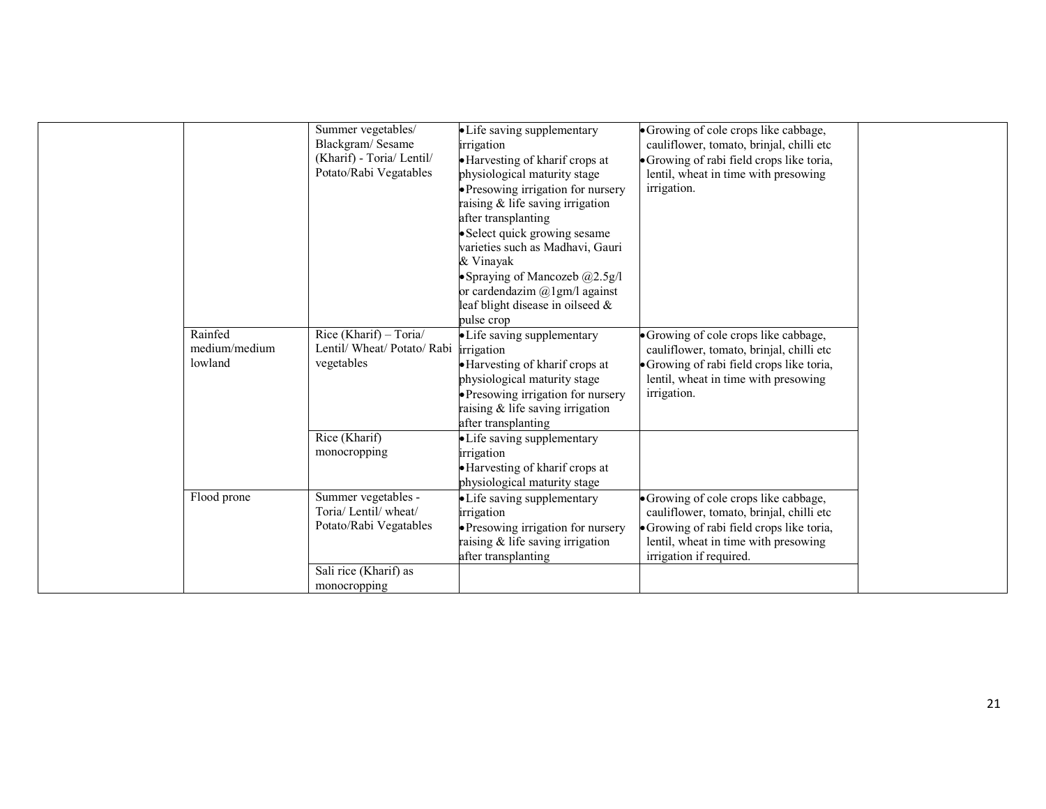| | | | | | |
|---|---|---|---|---|---|
| | | Summer vegetables/ Blackgram/ Sesame (Kharif) - Toria/ Lentil/ Potato/Rabi Vegatables | • Life saving supplementary irrigation<br>• Harvesting of kharif crops at physiological maturity stage<br>• Presowing irrigation for nursery raising & life saving irrigation after transplanting<br>• Select quick growing sesame varieties such as Madhavi, Gauri & Vinayak<br>• Spraying of Mancozeb @2.5g/l or cardendazim @1gm/l against leaf blight disease in oilseed & pulse crop | • Growing of cole crops like cabbage, cauliflower, tomato, brinjal, chilli etc<br>• Growing of rabi field crops like toria, lentil, wheat in time with presowing irrigation. | |
| | Rainfed medium/medium lowland | Rice (Kharif) – Toria/ Lentil/ Wheat/ Potato/ Rabi vegetables | • Life saving supplementary irrigation<br>• Harvesting of kharif crops at physiological maturity stage<br>• Presowing irrigation for nursery raising & life saving irrigation after transplanting | • Growing of cole crops like cabbage, cauliflower, tomato, brinjal, chilli etc<br>• Growing of rabi field crops like toria, lentil, wheat in time with presowing irrigation. | |
| | | Rice (Kharif) monocropping | • Life saving supplementary irrigation<br>• Harvesting of kharif crops at physiological maturity stage | | |
| | Flood prone | Summer vegetables - Toria/ Lentil/ wheat/ Potato/Rabi Vegetables | • Life saving supplementary irrigation<br>• Presowing irrigation for nursery raising & life saving irrigation after transplanting | • Growing of cole crops like cabbage, cauliflower, tomato, brinjal, chilli etc<br>• Growing of rabi field crops like toria, lentil, wheat in time with presowing irrigation if required. | |
| | | Sali rice (Kharif) as monocropping | | | |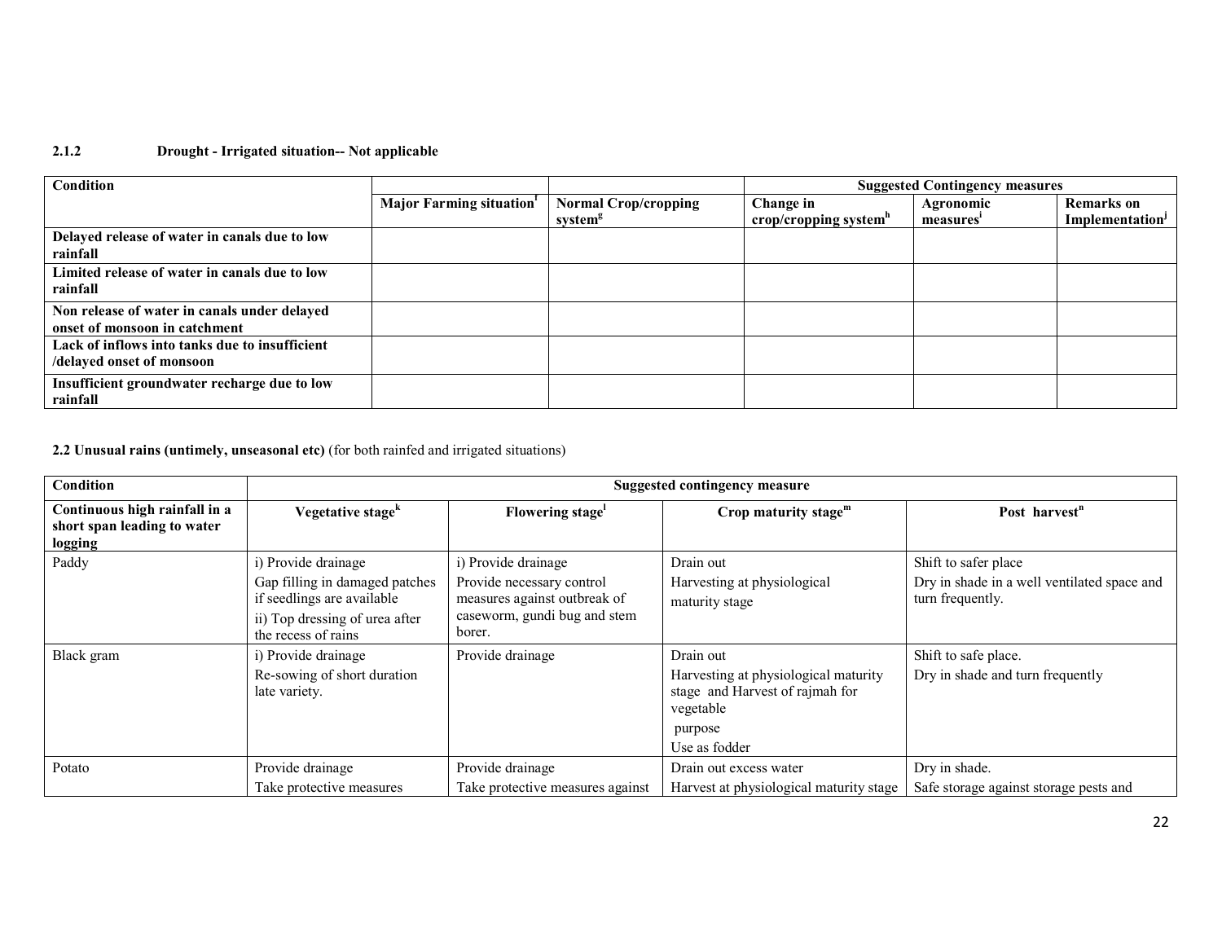**2.1.2 Drought - Irrigated situation-- Not applicable**

| Condition | Major Farming situation[f] | Normal Crop/cropping system[g] | Suggested Contingency measures | | |
|---|---|---|---|---|---|
| | | | Change in crop/cropping system[h] | Agronomic measures[i] | Remarks on Implementation[j] |
| **Delayed release of water in canals due to low rainfall** | | | | | |
| **Limited release of water in canals due to low rainfall** | | | | | |
| **Non release of water in canals under delayed onset of monsoon in catchment** | | | | | |
| **Lack of inflows into tanks due to insufficient /delayed onset of monsoon** | | | | | |
| **Insufficient groundwater recharge due to low rainfall** | | | | | |

**2.2 Unusual rains (untimely, unseasonal etc)** (for both rainfed and irrigated situations)

| Condition | Suggested contingency measure | | | |
|---|---|---|---|---|
| **Continuous high rainfall in a short span leading to water logging** | **Vegetative stage[k]** | **Flowering stage[l]** | **Crop maturity stage[m]** | **Post harvest[n]** |
| Paddy | i) Provide drainage<br>Gap filling in damaged patches if seedlings are available<br>ii) Top dressing of urea after the recess of rains | i) Provide drainage<br>Provide necessary control measures against outbreak of casеworm, gundi bug and stem borer. | Drain out<br>Harvesting at physiological maturity stage | Shift to safer place<br>Dry in shade in a well ventilated space and turn frequently. |
| Black gram | i) Provide drainage<br>Re-sowing of short duration late variety. | Provide drainage | Drain out<br>Harvesting at physiological maturity stage and Harvest of rajmah for vegetable<br>purpose<br>Use as fodder | Shift to safe place.<br>Dry in shade and turn frequently |
| Potato | Provide drainage<br>Take protective measures | Provide drainage<br>Take protective measures against | Drain out excess water<br>Harvest at physiological maturity stage | Dry in shade.<br>Safe storage against storage pests and |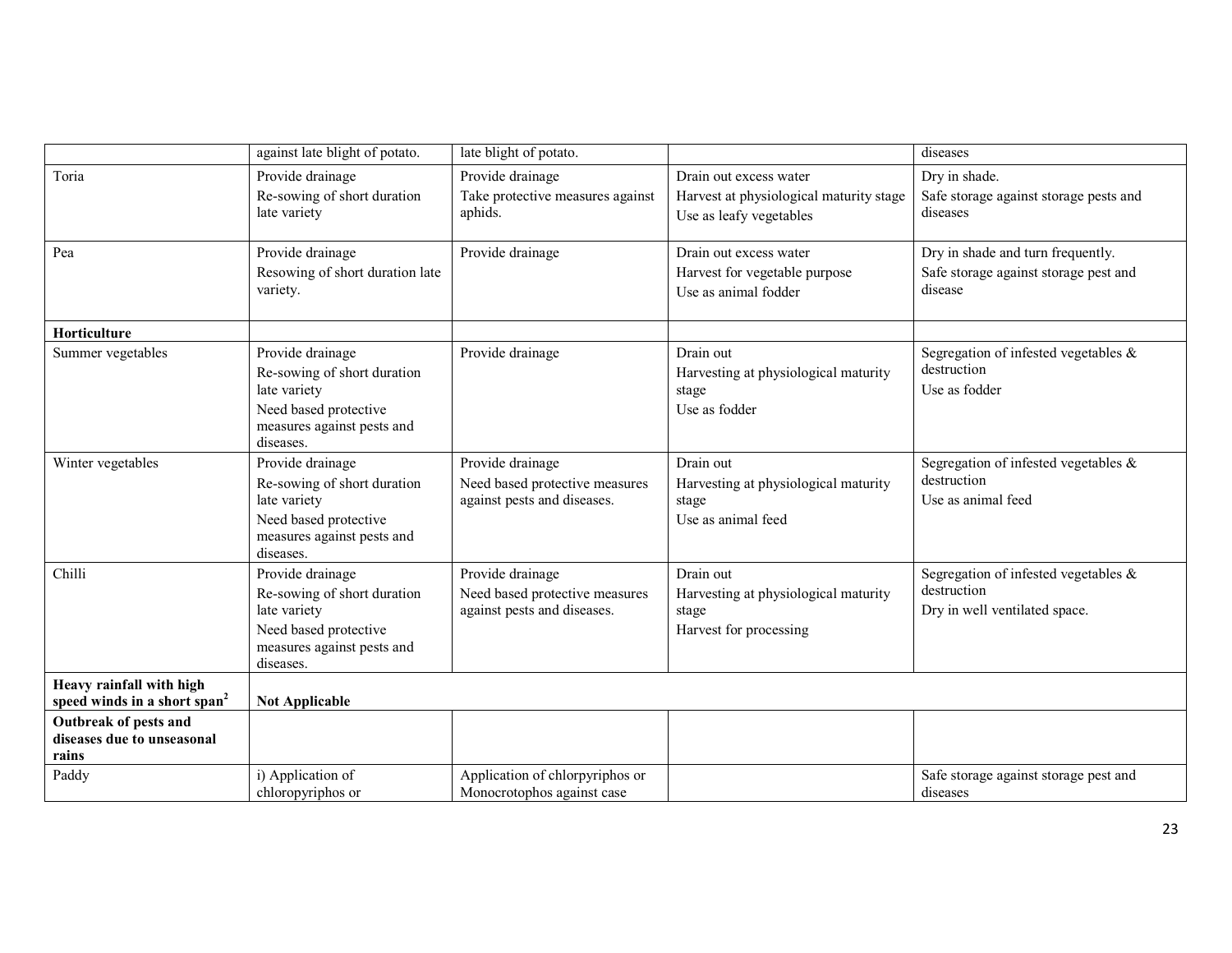| | | | | |
|---|---|---|---|---|
| | against late blight of potato. | late blight of potato. | | diseases |
| Toria | Provide drainage<br>Re-sowing of short duration late variety | Provide drainage<br>Take protective measures against aphids. | Drain out excess water<br>Harvest at physiological maturity stage<br>Use as leafy vegetables | Dry in shade.<br>Safe storage against storage pests and diseases |
| Pea | Provide drainage<br>Resowing of short duration late variety. | Provide drainage | Drain out excess water<br>Harvest for vegetable purpose<br>Use as animal fodder | Dry in shade and turn frequently.<br>Safe storage against storage pest and disease |
| **Horticulture** | | | | |
| Summer vegetables | Provide drainage<br>Re-sowing of short duration late variety<br>Need based protective measures against pests and diseases. | Provide drainage | Drain out<br>Harvesting at physiological maturity stage<br>Use as fodder | Segregation of infested vegetables & destruction<br>Use as fodder |
| Winter vegetables | Provide drainage<br>Re-sowing of short duration late variety<br>Need based protective measures against pests and diseases. | Provide drainage<br>Need based protective measures against pests and diseases. | Drain out<br>Harvesting at physiological maturity stage<br>Use as animal feed | Segregation of infested vegetables & destruction<br>Use as animal feed |
| Chilli | Provide drainage<br>Re-sowing of short duration late variety<br>Need based protective measures against pests and diseases. | Provide drainage<br>Need based protective measures against pests and diseases. | Drain out<br>Harvesting at physiological maturity stage<br>Harvest for processing | Segregation of infested vegetables & destruction<br>Dry in well ventilated space. |
| **Heavy rainfall with high speed winds in a short span[2]** | **Not Applicable** | | | |
| **Outbreak of pests and diseases due to unseasonal rains** | | | | |
| Paddy | i) Application of chloropyriphos or | Application of chlorpyriphos or Monocrotophos against case | | Safe storage against storage pest and diseases |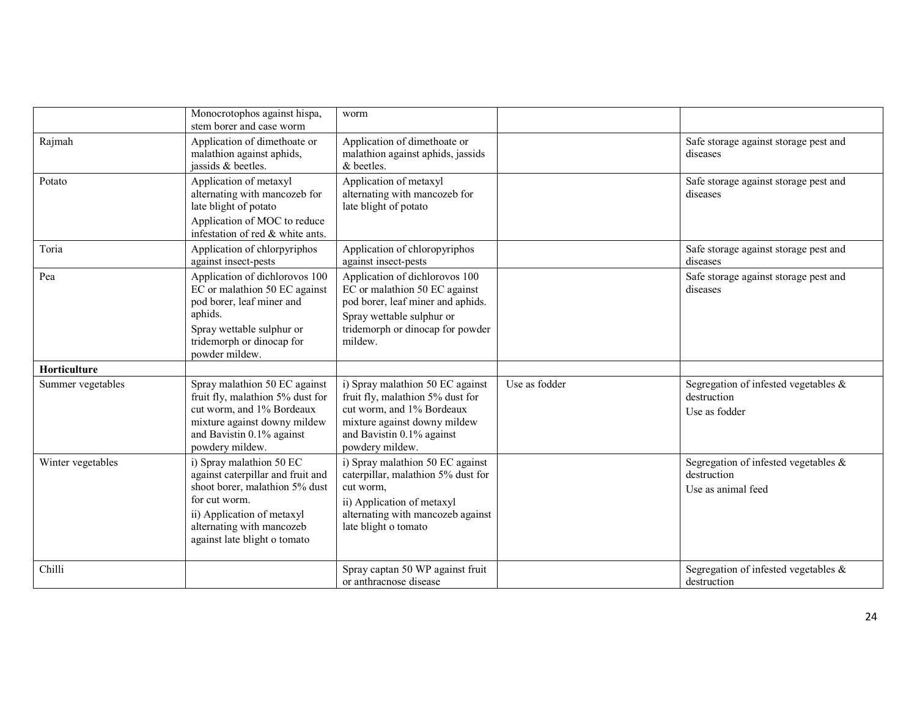| | | | | |
|---|---|---|---|---|
| | Monocrotophos against hispa, stem borer and case worm | worm | | |
| Rajmah | Application of dimethoate or malathion against aphids, jassids & beetles. | Application of dimethoate or malathion against aphids, jassids & beetles. | | Safe storage against storage pest and diseases |
| Potato | Application of metaxyl alternating with mancozeb for late blight of potato<br>Application of MOC to reduce infestation of red & white ants. | Application of metaxyl alternating with mancozeb for late blight of potato | | Safe storage against storage pest and diseases |
| Toria | Application of chlorpyriphos against insect-pests | Application of chloropyriphos against insect-pests | | Safe storage against storage pest and diseases |
| Pea | Application of dichlorovos 100 EC or malathion 50 EC against pod borer, leaf miner and aphids.<br>Spray wettable sulphur or tridemorph or dinocap for powder mildew. | Application of dichlorovos 100 EC or malathion 50 EC against pod borer, leaf miner and aphids.<br>Spray wettable sulphur or tridemorph or dinocap for powder mildew. | | Safe storage against storage pest and diseases |
| **Horticulture** | | | | |
| Summer vegetables | Spray malathion 50 EC against fruit fly, malathion 5% dust for cut worm, and 1% Bordeaux mixture against downy mildew and Bavistin 0.1% against powdery mildew. | i) Spray malathion 50 EC against fruit fly, malathion 5% dust for cut worm, and 1% Bordeaux mixture against downy mildew and Bavistin 0.1% against powdery mildew. | Use as fodder | Segregation of infested vegetables & destruction<br>Use as fodder |
| Winter vegetables | i) Spray malathion 50 EC against caterpillar and fruit and shoot borer, malathion 5% dust for cut worm.<br>ii) Application of metaxyl alternating with mancozeb against late blight o tomato | i) Spray malathion 50 EC against caterpillar, malathion 5% dust for cut worm,<br>ii) Application of metaxyl alternating with mancozeb against late blight o tomato | | Segregation of infested vegetables & destruction<br>Use as animal feed |
| Chilli | | Spray captan 50 WP against fruit or anthracnose disease | | Segregation of infested vegetables & destruction |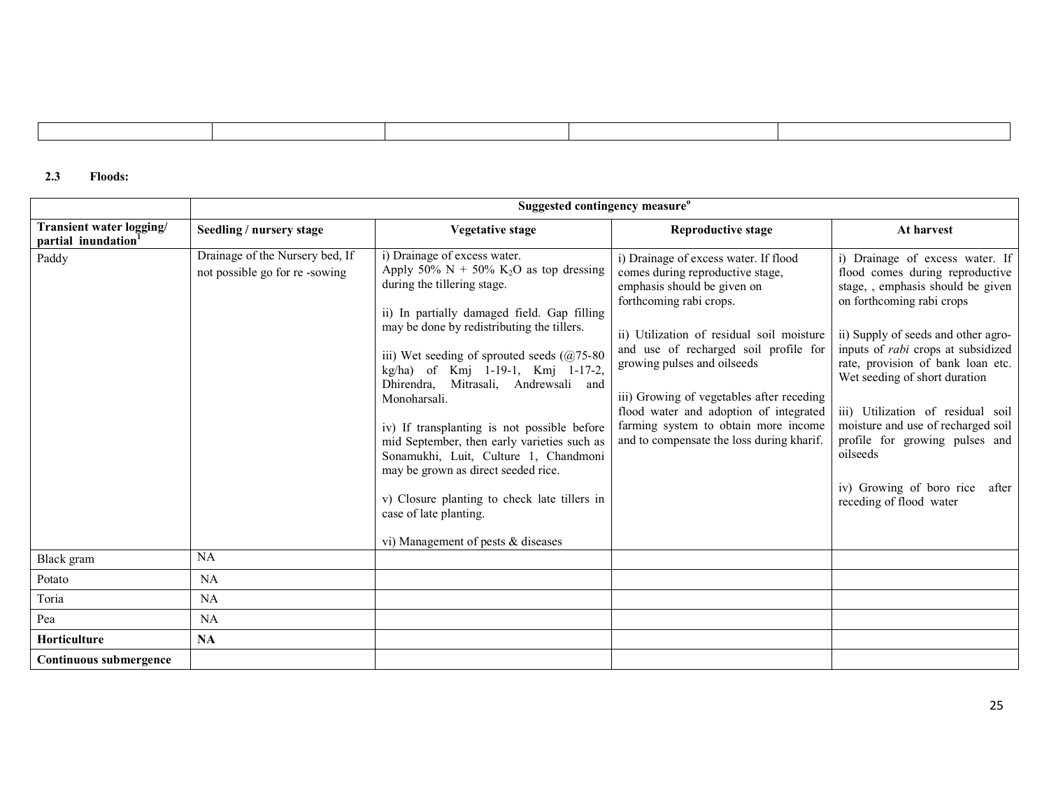| | | | | |
|---|---|---|---|---|
| | | | | |

**2.3 Floods:**

| | Suggested contingency measure[o] | | | |
|---|---|---|---|---|
| **Transient water logging/ partial inundation[1]** | **Seedling / nursery stage** | **Vegetative stage** | **Reproductive stage** | **At harvest** |
| Paddy | Drainage of the Nursery bed, If not possible go for re -sowing | i) Drainage of excess water. Apply 50% N + 50% $K_2O$ as top dressing during the tillering stage.<br><br>ii) In partially damaged field. Gap filling may be done by redistributing the tillers.<br><br>iii) Wet seeding of sprouted seeds (@75-80 kg/ha) of Kmj 1-19-1, Kmj 1-17-2, Dhirendra, Mitrasali, Andrewsali and Monoharsali.<br><br>iv) If transplanting is not possible before mid September, then early varieties such as Sonamukhi, Luit, Culture 1, Chandmoni may be grown as direct seeded rice.<br><br>v) Closure planting to check late tillers in case of late planting.<br><br>vi) Management of pests & diseases | i) Drainage of excess water. If flood comes during reproductive stage, emphasis should be given on forthcoming rabi crops.<br><br>ii) Utilization of residual soil moisture and use of recharged soil profile for growing pulses and oilseeds<br><br>iii) Growing of vegetables after receding flood water and adoption of integrated farming system to obtain more income and to compensate the loss during kharif. | i) Drainage of excess water. If flood comes during reproductive stage, , emphasis should be given on forthcoming rabi crops<br><br>ii) Supply of seeds and other agro-inputs of *rabi* crops at subsidized rate, provision of bank loan etc. Wet seeding of short duration<br><br>iii) Utilization of residual soil moisture and use of recharged soil profile for growing pulses and oilseeds<br><br>iv) Growing of boro rice after receding of flood water |
| Black gram | NA | | | |
| Potato | NA | | | |
| Toria | NA | | | |
| Pea | NA | | | |
| **Horticulture** | **NA** | | | |
| **Continuous submergence** | | | | |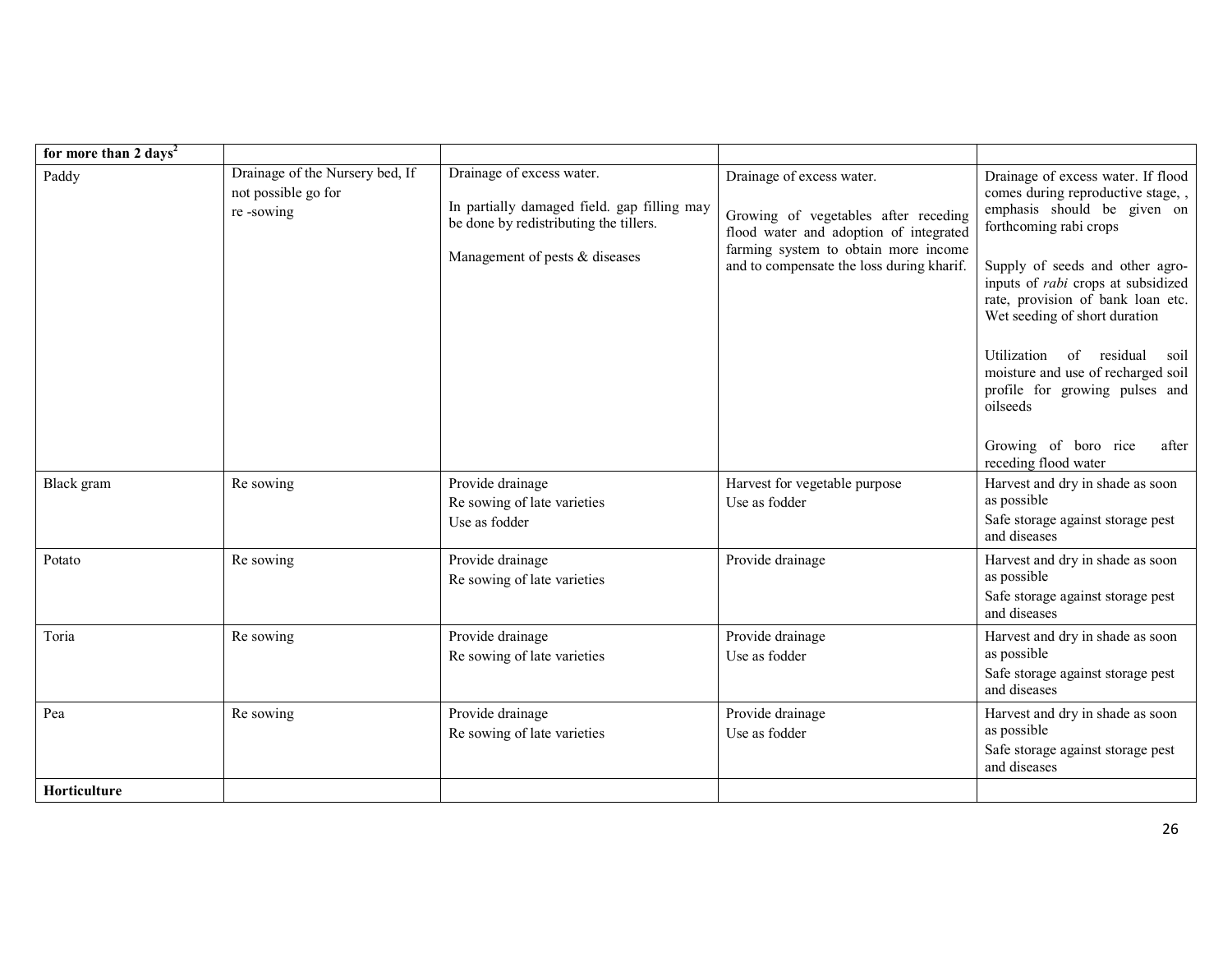| for more than 2 days[2] | | | | |
|---|---|---|---|---|
| Paddy | Drainage of the Nursery bed, If not possible go for re -sowing | Drainage of excess water.<br><br>In partially damaged field. gap filling may be done by redistributing the tillers.<br><br>Management of pests & diseases | Drainage of excess water.<br><br>Growing of vegetables after receding flood water and adoption of integrated farming system to obtain more income and to compensate the loss during kharif. | Drainage of excess water. If flood comes during reproductive stage, , emphasis should be given on forthcoming rabi crops<br><br>Supply of seeds and other agro-inputs of *rabi* crops at subsidized rate, provision of bank loan etc. Wet seeding of short duration<br><br>Utilization of residual soil moisture and use of recharged soil profile for growing pulses and oilseeds<br><br>Growing of boro rice after receding flood water |
| Black gram | Re sowing | Provide drainage<br>Re sowing of late varieties<br>Use as fodder | Harvest for vegetable purpose<br>Use as fodder | Harvest and dry in shade as soon as possible<br>Safe storage against storage pest and diseases |
| Potato | Re sowing | Provide drainage<br>Re sowing of late varieties | Provide drainage | Harvest and dry in shade as soon as possible<br>Safe storage against storage pest and diseases |
| Toria | Re sowing | Provide drainage<br>Re sowing of late varieties | Provide drainage<br>Use as fodder | Harvest and dry in shade as soon as possible<br>Safe storage against storage pest and diseases |
| Pea | Re sowing | Provide drainage<br>Re sowing of late varieties | Provide drainage<br>Use as fodder | Harvest and dry in shade as soon as possible<br>Safe storage against storage pest and diseases |
| **Horticulture** | | | | |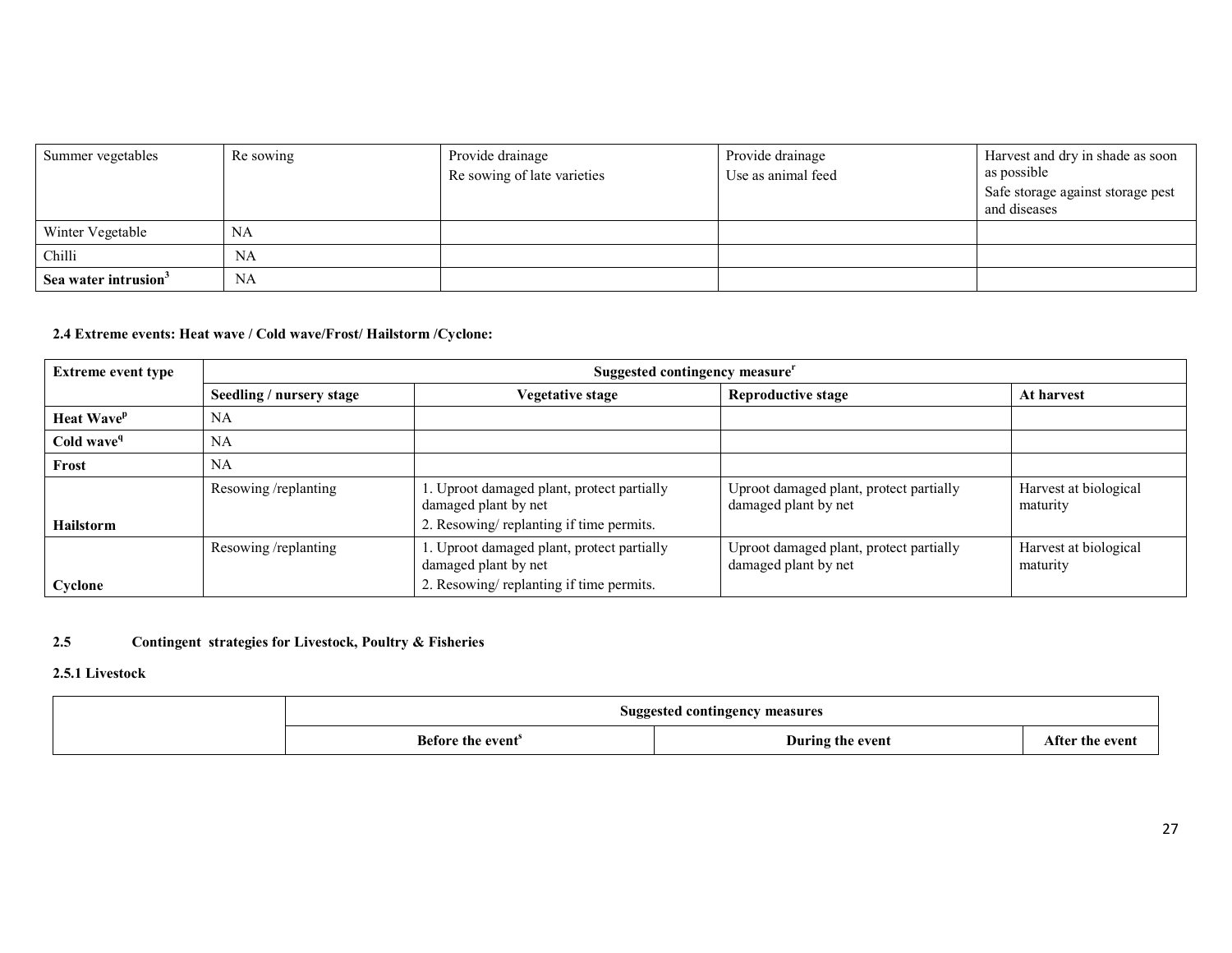| Summer vegetables | Re sowing | Provide drainage<br>Re sowing of late varieties | Provide drainage<br>Use as animal feed | Harvest and dry in shade as soon as possible<br>Safe storage against storage pest and diseases |
|---|---|---|---|---|
| Winter Vegetable | NA | | | |
| Chilli | NA | | | |
| **Sea water intrusion**[3] | NA | | | |

**2.4 Extreme events: Heat wave / Cold wave/Frost/ Hailstorm /Cyclone:**

| **Extreme event type** | **Suggested contingency measure**[r] | | | |
|---|---|---|---|---|
| | **Seedling / nursery stage** | **Vegetative stage** | **Reproductive stage** | **At harvest** |
| **Heat Wave**[p] | NA | | | |
| **Cold wave**[q] | NA | | | |
| **Frost** | NA | | | |
| **Hailstorm** | Resowing /replanting | 1. Uproot damaged plant, protect partially damaged plant by net<br>2. Resowing/ replanting if time permits. | Uproot damaged plant, protect partially damaged plant by net | Harvest at biological maturity |
| **Cyclone** | Resowing /replanting | 1. Uproot damaged plant, protect partially damaged plant by net<br>2. Resowing/ replanting if time permits. | Uproot damaged plant, protect partially damaged plant by net | Harvest at biological maturity |

**2.5 Contingent strategies for Livestock, Poultry & Fisheries**

**2.5.1 Livestock**

| | **Suggested contingency measures** | | |
|---|---|---|---|
| | **Before the event**[s] | **During the event** | **After the event** |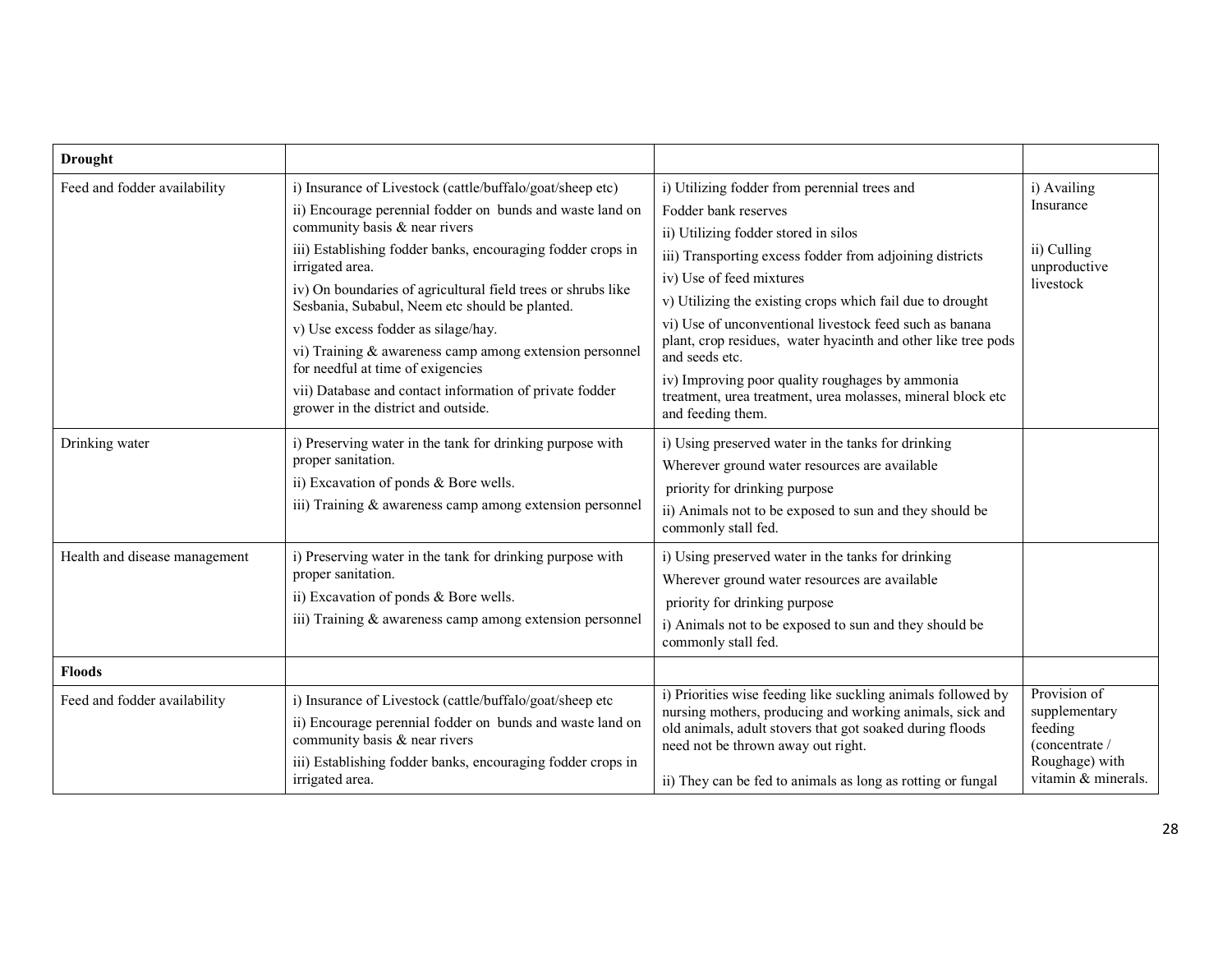| **Drought** | | | |
|---|---|---|---|
| Feed and fodder availability | i) Insurance of Livestock (cattle/buffalo/goat/sheep etc)<br>ii) Encourage perennial fodder on bunds and waste land on community basis & near rivers<br>iii) Establishing fodder banks, encouraging fodder crops in irrigated area.<br>iv) On boundaries of agricultural field trees or shrubs like Sesbania, Subabul, Neem etc should be planted.<br>v) Use excess fodder as silage/hay.<br>vi) Training & awareness camp among extension personnel for needful at time of exigencies<br>vii) Database and contact information of private fodder grower in the district and outside. | i) Utilizing fodder from perennial trees and Fodder bank reserves<br>ii) Utilizing fodder stored in silos<br>iii) Transporting excess fodder from adjoining districts<br>iv) Use of feed mixtures<br>v) Utilizing the existing crops which fail due to drought<br>vi) Use of unconventional livestock feed such as banana plant, crop residues, water hyacinth and other like tree pods and seeds etc.<br>iv) Improving poor quality roughages by ammonia treatment, urea treatment, urea molasses, mineral block etc and feeding them. | i) Availing Insurance<br><br>ii) Culling unproductive livestock |
| Drinking water | i) Preserving water in the tank for drinking purpose with proper sanitation.<br>ii) Excavation of ponds & Bore wells.<br>iii) Training & awareness camp among extension personnel | i) Using preserved water in the tanks for drinking Wherever ground water resources are available priority for drinking purpose<br>ii) Animals not to be exposed to sun and they should be commonly stall fed. | |
| Health and disease management | i) Preserving water in the tank for drinking purpose with proper sanitation.<br>ii) Excavation of ponds & Bore wells.<br>iii) Training & awareness camp among extension personnel | i) Using preserved water in the tanks for drinking Wherever ground water resources are available priority for drinking purpose<br>i) Animals not to be exposed to sun and they should be commonly stall fed. | |
| **Floods** | | | |
| Feed and fodder availability | i) Insurance of Livestock (cattle/buffalo/goat/sheep etc<br>ii) Encourage perennial fodder on bunds and waste land on community basis & near rivers<br>iii) Establishing fodder banks, encouraging fodder crops in irrigated area. | i) Priorities wise feeding like suckling animals followed by nursing mothers, producing and working animals, sick and old animals, adult stovers that got soaked during floods need not be thrown away out right.<br><br>ii) They can be fed to animals as long as rotting or fungal | Provision of supplementary feeding (concentrate / Roughage) with vitamin & minerals. |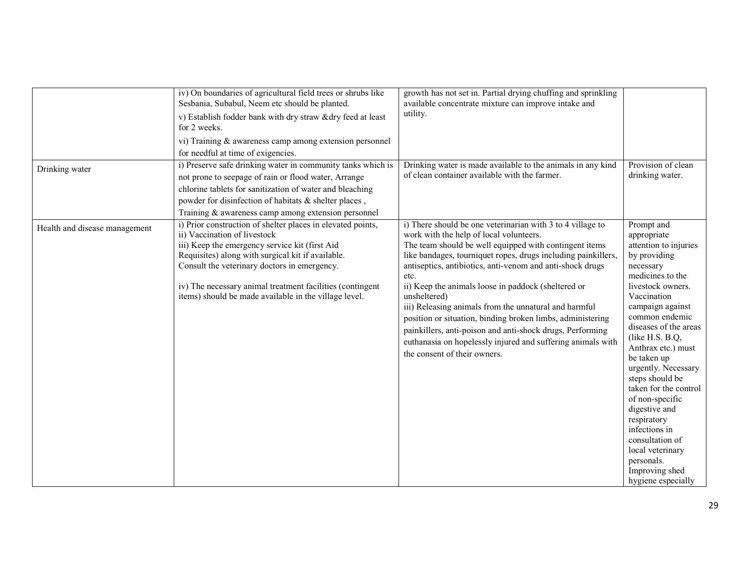| | | | |
|---|---|---|---|
| | iv) On boundaries of agricultural field trees or shrubs like Sesbania, Subabul, Neem etc should be planted.<br>v) Establish fodder bank with dry straw &dry feed at least for 2 weeks.<br>vi) Training & awareness camp among extension personnel for needful at time of exigencies. | growth has not set in. Partial drying chuffing and sprinkling available concentrate mixture can improve intake and utility. | |
| Drinking water | i) Preserve safe drinking water in community tanks which is not prone to seepage of rain or flood water, Arrange chlorine tablets for sanitization of water and bleaching powder for disinfection of habitats & shelter places , Training & awareness camp among extension personnel | Drinking water is made available to the animals in any kind of clean container available with the farmer. | Provision of clean drinking water. |
| Health and disease management | i) Prior construction of shelter places in elevated points,<br>ii) Vaccination of livestock<br>iii) Keep the emergency service kit (first Aid Requisites) along with surgical kit if available. Consult the veterinary doctors in emergency.<br>iv) The necessary animal treatment facilities (contingent items) should be made available in the village level. | i) There should be one veterinarian with 3 to 4 village to work with the help of local volunteers.<br>The team should be well equipped with contingent items like bandages, tourniquet ropes, drugs including painkillers, antiseptics, antibiotics, anti-venom and anti-shock drugs etc.<br>ii) Keep the animals loose in paddock (sheltered or unsheltered)<br>iii) Releasing animals from the unnatural and harmful position or situation, binding broken limbs, administering painkillers, anti-poison and anti-shock drugs, Performing euthanasia on hopelessly injured and suffering animals with the consent of their owners. | Prompt and appropriate attention to injuries by providing necessary medicines to the livestock owners. Vaccination campaign against common endemic diseases of the areas (like H.S. B.Q, Anthrax etc.) must be taken up urgently. Necessary steps should be taken for the control of non-specific digestive and respiratory infections in consultation of local veterinary personals. Improving shed hygiene especially |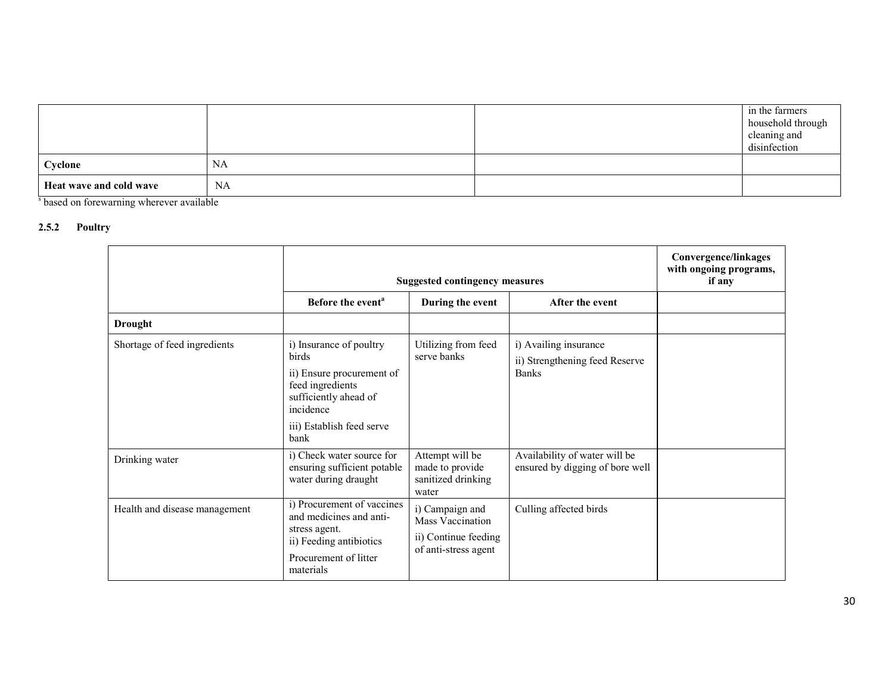| | | | |
|---|---|---|---|
| | | | in the farmers household through cleaning and disinfection |
| **Cyclone** | NA | | |
| **Heat wave and cold wave** | NA | | |

[s] based on forewarning wherever available

### 2.5.2 Poultry

| | Suggested contingency measures | | | Convergence/linkages with ongoing programs, if any |
|---|---|---|---|---|
| | **Before the event[a]** | **During the event** | **After the event** | |
| **Drought** | | | | |
| Shortage of feed ingredients | i) Insurance of poultry birds<br>ii) Ensure procurement of feed ingredients sufficiently ahead of incidence<br>iii) Establish feed serve bank | Utilizing from feed serve banks | i) Availing insurance<br>ii) Strengthening feed Reserve Banks | |
| Drinking water | i) Check water source for ensuring sufficient potable water during draught | Attempt will be made to provide sanitized drinking water | Availability of water will be ensured by digging of bore well | |
| Health and disease management | i) Procurement of vaccines and medicines and anti-stress agent.<br>ii) Feeding antibiotics<br>Procurement of litter materials | i) Campaign and Mass Vaccination<br>ii) Continue feeding of anti-stress agent | Culling affected birds | |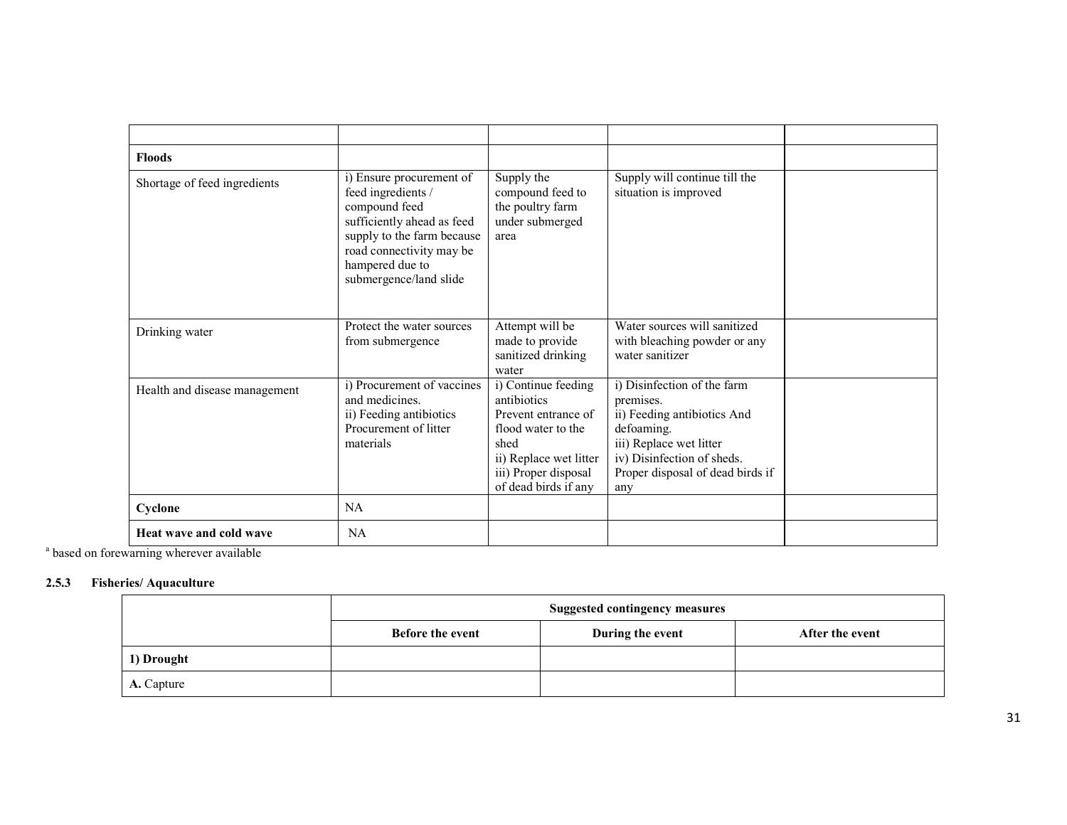| | | | | |
|---|---|---|---|---|
| **Floods** | | | | |
| Shortage of feed ingredients | i) Ensure procurement of feed ingredients / compound feed sufficiently ahead as feed supply to the farm because road connectivity may be hampered due to submergence/land slide | Supply the compound feed to the poultry farm under submerged area | Supply will continue till the situation is improved | |
| Drinking water | Protect the water sources from submergence | Attempt will be made to provide sanitized drinking water | Water sources will sanitized with bleaching powder or any water sanitizer | |
| Health and disease management | i) Procurement of vaccines and medicines.<br>ii) Feeding antibiotics<br>Procurement of litter materials | i) Continue feeding antibiotics<br>Prevent entrance of flood water to the shed<br>ii) Replace wet litter<br>iii) Proper disposal of dead birds if any | i) Disinfection of the farm premises.<br>ii) Feeding antibiotics And defoaming.<br>iii) Replace wet litter<br>iv) Disinfection of sheds.<br>Proper disposal of dead birds if any | |
| **Cyclone** | NA | | | |
| **Heat wave and cold wave** | NA | | | |

[a] based on forewarning wherever available

### 2.5.3 Fisheries/ Aquaculture

| | Suggested contingency measures | | |
|---|---|---|---|
| | **Before the event** | **During the event** | **After the event** |
| **1) Drought** | | | |
| **A.** Capture | | | |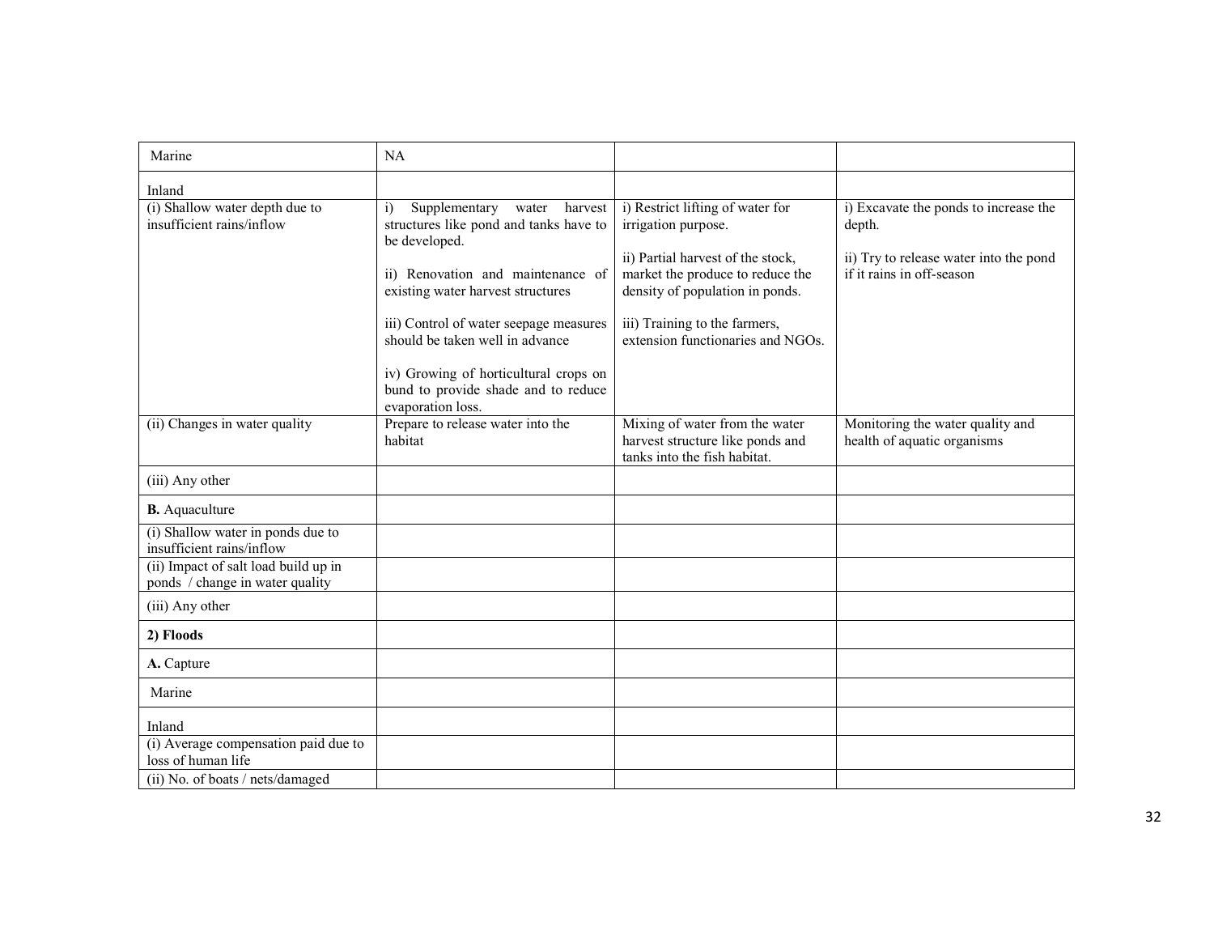| Marine | NA | | |
|---|---|---|---|
| Inland | | | |
| (i) Shallow water depth due to insufficient rains/inflow | i) Supplementary water harvest structures like pond and tanks have to be developed.<br><br>ii) Renovation and maintenance of existing water harvest structures<br><br>iii) Control of water seepage measures should be taken well in advance<br><br>iv) Growing of horticultural crops on bund to provide shade and to reduce evaporation loss. | i) Restrict lifting of water for irrigation purpose.<br><br>ii) Partial harvest of the stock, market the produce to reduce the density of population in ponds.<br><br>iii) Training to the farmers, extension functionaries and NGOs. | i) Excavate the ponds to increase the depth.<br><br>ii) Try to release water into the pond if it rains in off-season |
| (ii) Changes in water quality | Prepare to release water into the habitat | Mixing of water from the water harvest structure like ponds and tanks into the fish habitat. | Monitoring the water quality and health of aquatic organisms |
| (iii) Any other | | | |
| **B.** Aquaculture | | | |
| (i) Shallow water in ponds due to insufficient rains/inflow | | | |
| (ii) Impact of salt load build up in ponds / change in water quality | | | |
| (iii) Any other | | | |
| **2) Floods** | | | |
| **A.** Capture | | | |
| Marine | | | |
| Inland | | | |
| (i) Average compensation paid due to loss of human life | | | |
| (ii) No. of boats / nets/damaged | | | |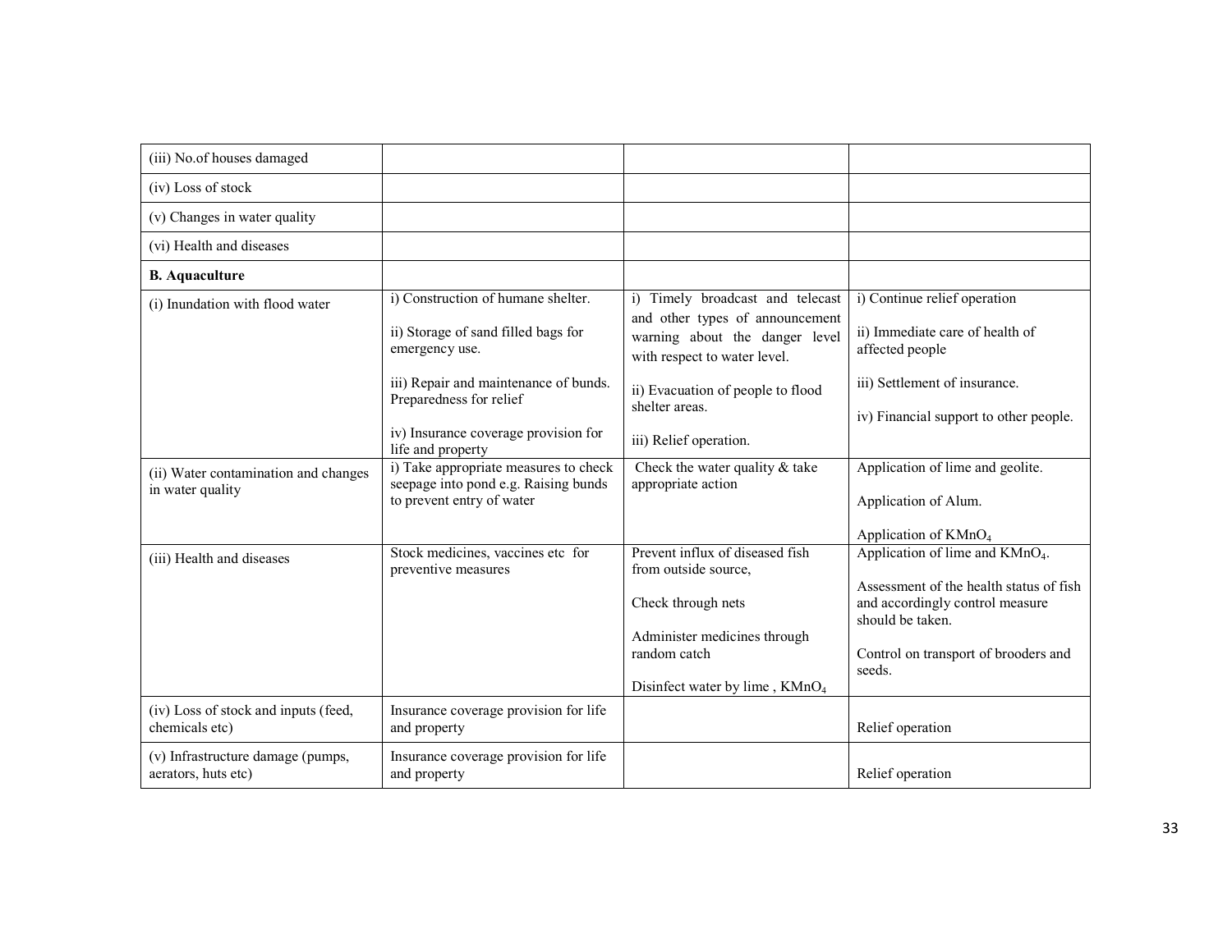| | | | |
|---|---|---|---|
| (iii) No.of houses damaged | | | |
| (iv) Loss of stock | | | |
| (v) Changes in water quality | | | |
| (vi) Health and diseases | | | |
| **B. Aquaculture** | | | |
| (i) Inundation with flood water | i) Construction of humane shelter.<br><br>ii) Storage of sand filled bags for emergency use.<br><br>iii) Repair and maintenance of bunds. Preparedness for relief<br><br>iv) Insurance coverage provision for life and property | i) Timely broadcast and telecast and other types of announcement warning about the danger level with respect to water level.<br><br>ii) Evacuation of people to flood shelter areas.<br><br>iii) Relief operation. | i) Continue relief operation<br><br>ii) Immediate care of health of affected people<br><br>iii) Settlement of insurance.<br><br>iv) Financial support to other people. |
| (ii) Water contamination and changes in water quality | i) Take appropriate measures to check seepage into pond e.g. Raising bunds to prevent entry of water | Check the water quality & take appropriate action | Application of lime and geolite.<br><br>Application of Alum.<br><br>Application of $KMnO_4$ |
| (iii) Health and diseases | Stock medicines, vaccines etc for preventive measures | Prevent influx of diseased fish from outside source,<br><br>Check through nets<br><br>Administer medicines through random catch<br><br>Disinfect water by lime , $KMnO_4$ | Application of lime and $KMnO_4$.<br><br>Assessment of the health status of fish and accordingly control measure should be taken.<br><br>Control on transport of brooders and seeds. |
| (iv) Loss of stock and inputs (feed, chemicals etc) | Insurance coverage provision for life and property | | Relief operation |
| (v) Infrastructure damage (pumps, aerators, huts etc) | Insurance coverage provision for life and property | | Relief operation |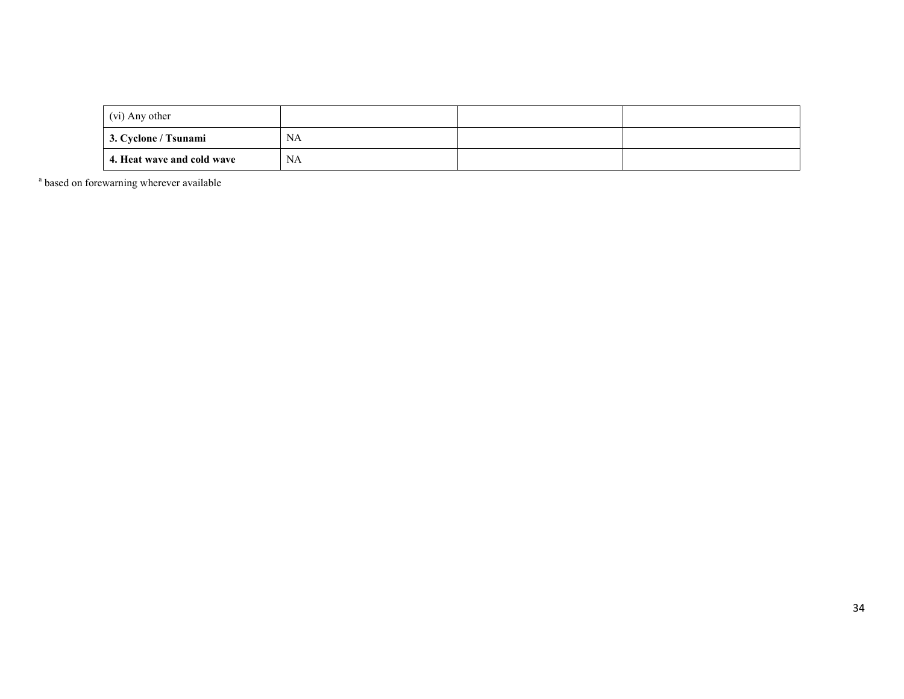| (vi) Any other | | | |
|---|---|---|---|
| **3. Cyclone / Tsunami** | NA | | |
| **4. Heat wave and cold wave** | NA | | |

[a] based on forewarning wherever available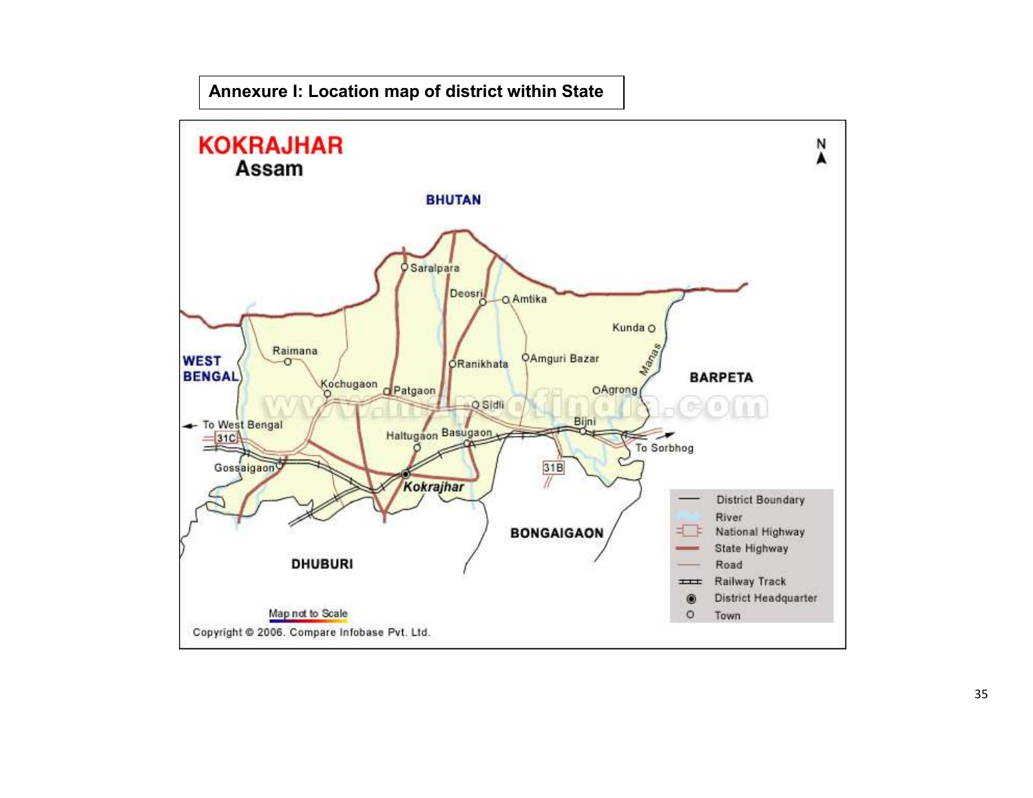**Annexure I: Location map of district within State**

KOKRAJHAR
Assam

BHUTAN

WEST BENGAL

BARPETA

BONGAIGAON

DHUBURI

Saralpara, Deosri, Amtika, Kunda, Raimana, Ranikhata, Amguri Bazar, Manas, Kochugaon, Patgaon, Agrong, Sidli, Bijni, To West Bengal, 31C, Haltugaon, Basugaon, To Sorbhog, Gossaigaon, 31B, Kokrajhar

| Legend | |
|---|---|
| — | District Boundary |
| | River |
| | National Highway |
| | State Highway |
| | Road |
| | Railway Track |
| ◉ | District Headquarter |
| ○ | Town |

Map not to Scale

Copyright © 2006. Compare Infobase Pvt. Ltd.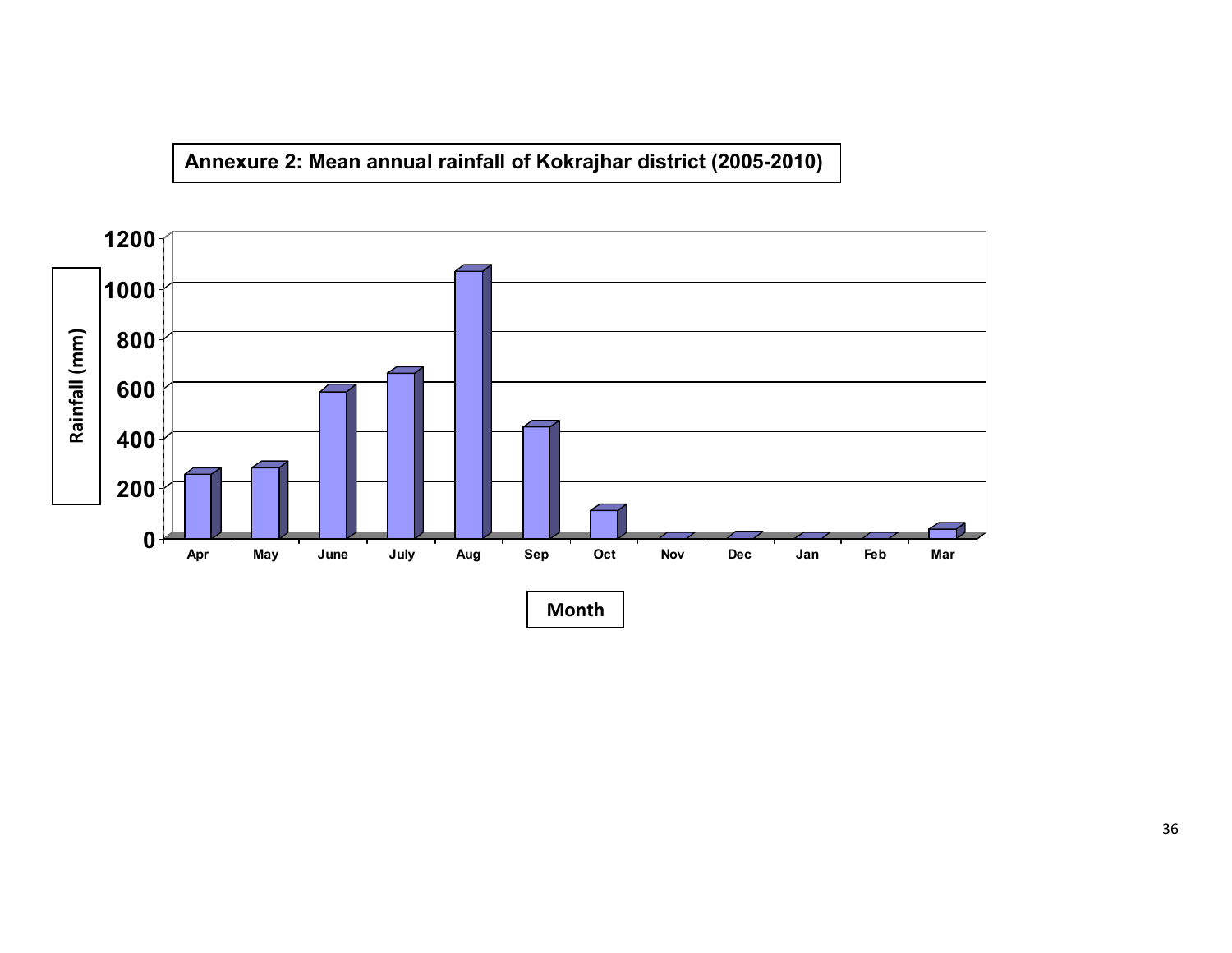**Annexure 2: Mean annual rainfall of Kokrajhar district (2005-2010)**

Rainfall (mm)

1200
1000
800
600
400
200
0

Apr May June July Aug Sep Oct Nov Dec Jan Feb Mar

Month